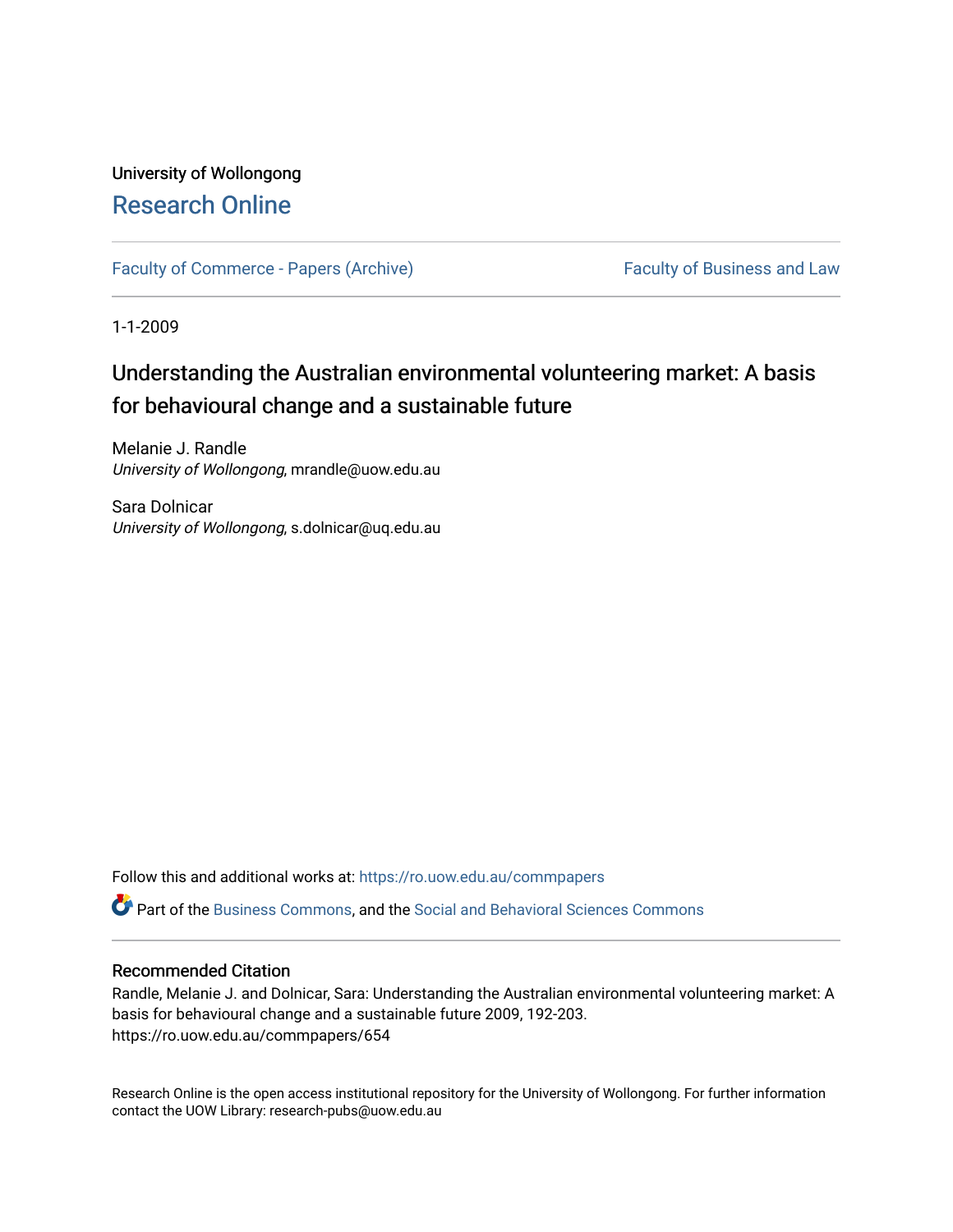University of Wollongong

# Research Online

Faculty of Commerce - Papers (Archive)

Faculty of Business and Law

1-1-2009

## Understanding the Australian environmental volunteering market: A basis for behavioural change and a sustainable future

Melanie J. Randle
*University of Wollongong*, mrandle@uow.edu.au

Sara Dolnicar
*University of Wollongong*, s.dolnicar@uq.edu.au

Follow this and additional works at: https://ro.uow.edu.au/commpapers

Part of the Business Commons, and the Social and Behavioral Sciences Commons

### Recommended Citation

Randle, Melanie J. and Dolnicar, Sara: Understanding the Australian environmental volunteering market: A basis for behavioural change and a sustainable future 2009, 192-203.
https://ro.uow.edu.au/commpapers/654

Research Online is the open access institutional repository for the University of Wollongong. For further information contact the UOW Library: research-pubs@uow.edu.au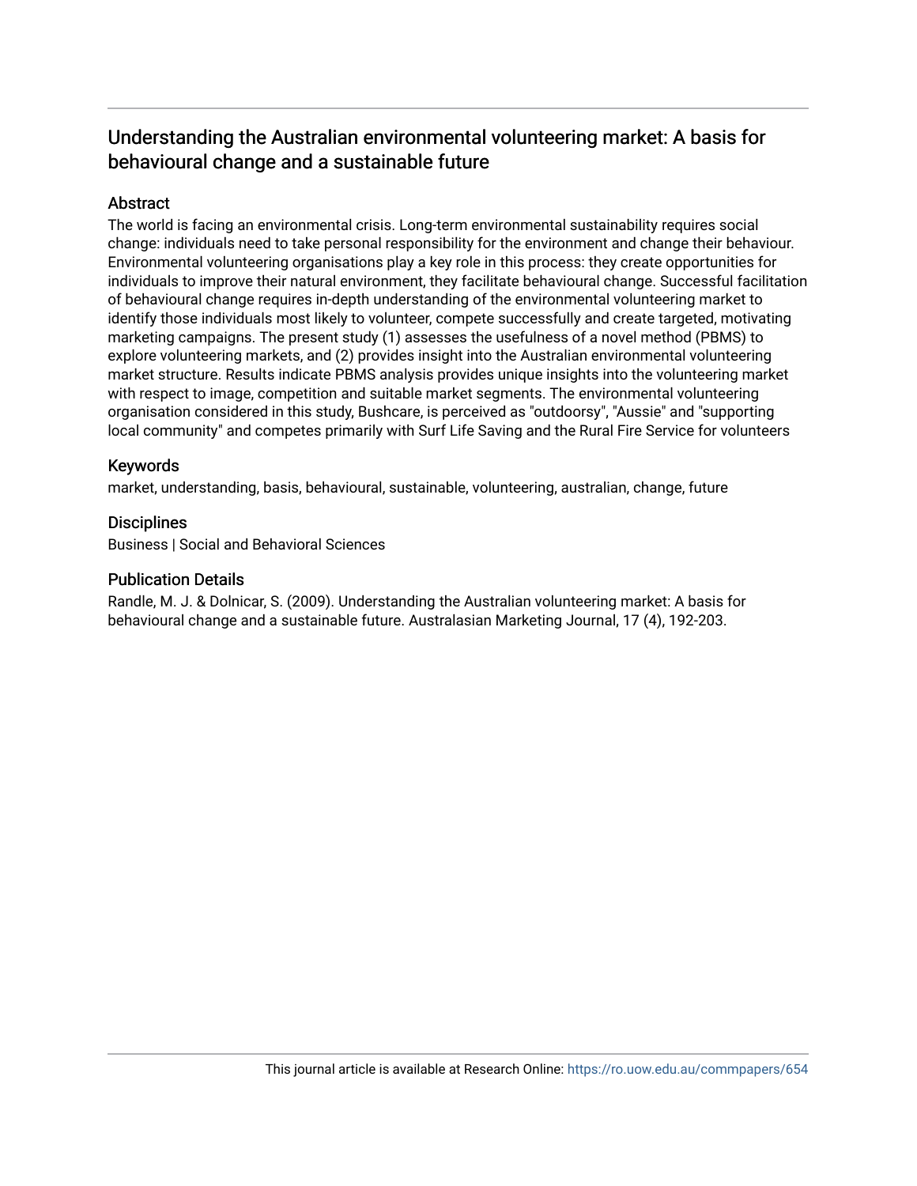# Understanding the Australian environmental volunteering market: A basis for behavioural change and a sustainable future

## Abstract

The world is facing an environmental crisis. Long-term environmental sustainability requires social change: individuals need to take personal responsibility for the environment and change their behaviour. Environmental volunteering organisations play a key role in this process: they create opportunities for individuals to improve their natural environment, they facilitate behavioural change. Successful facilitation of behavioural change requires in-depth understanding of the environmental volunteering market to identify those individuals most likely to volunteer, compete successfully and create targeted, motivating marketing campaigns. The present study (1) assesses the usefulness of a novel method (PBMS) to explore volunteering markets, and (2) provides insight into the Australian environmental volunteering market structure. Results indicate PBMS analysis provides unique insights into the volunteering market with respect to image, competition and suitable market segments. The environmental volunteering organisation considered in this study, Bushcare, is perceived as "outdoorsy", "Aussie" and "supporting local community" and competes primarily with Surf Life Saving and the Rural Fire Service for volunteers

## Keywords

market, understanding, basis, behavioural, sustainable, volunteering, australian, change, future

## Disciplines

Business | Social and Behavioral Sciences

## Publication Details

Randle, M. J. & Dolnicar, S. (2009). Understanding the Australian volunteering market: A basis for behavioural change and a sustainable future. Australasian Marketing Journal, 17 (4), 192-203.

This journal article is available at Research Online: https://ro.uow.edu.au/commpapers/654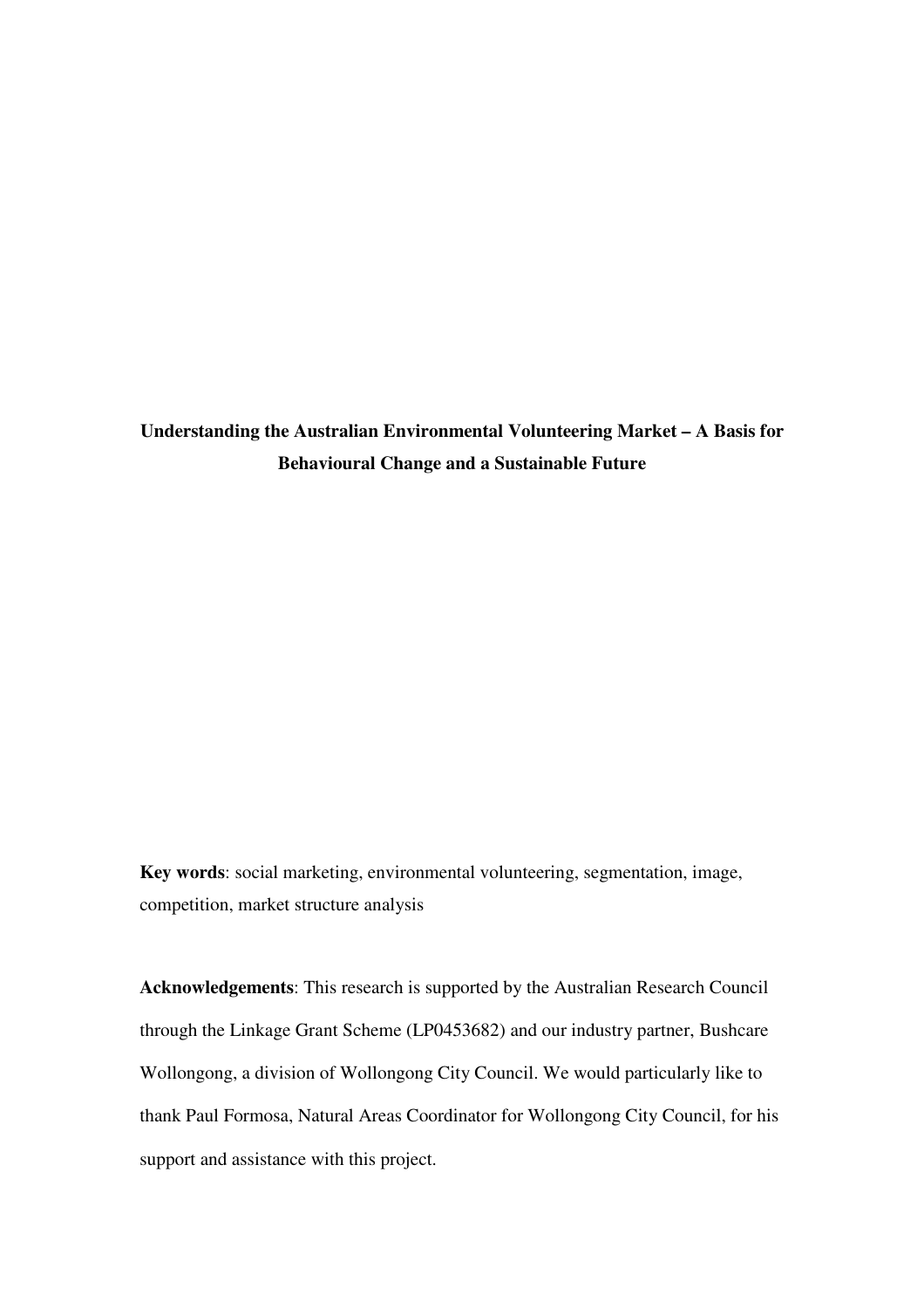**Understanding the Australian Environmental Volunteering Market – A Basis for Behavioural Change and a Sustainable Future**

**Key words**: social marketing, environmental volunteering, segmentation, image, competition, market structure analysis

**Acknowledgements**: This research is supported by the Australian Research Council through the Linkage Grant Scheme (LP0453682) and our industry partner, Bushcare Wollongong, a division of Wollongong City Council. We would particularly like to thank Paul Formosa, Natural Areas Coordinator for Wollongong City Council, for his support and assistance with this project.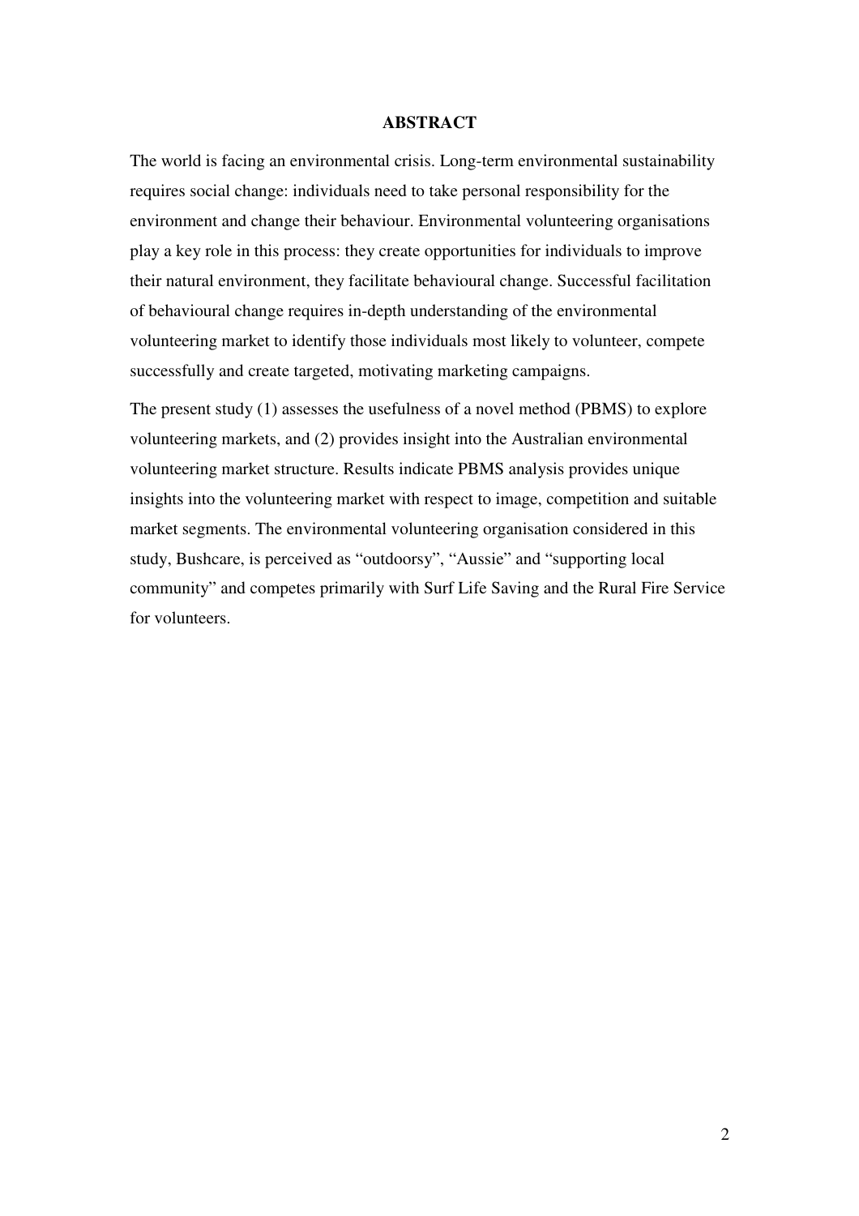## ABSTRACT

The world is facing an environmental crisis. Long-term environmental sustainability requires social change: individuals need to take personal responsibility for the environment and change their behaviour. Environmental volunteering organisations play a key role in this process: they create opportunities for individuals to improve their natural environment, they facilitate behavioural change. Successful facilitation of behavioural change requires in-depth understanding of the environmental volunteering market to identify those individuals most likely to volunteer, compete successfully and create targeted, motivating marketing campaigns.

The present study (1) assesses the usefulness of a novel method (PBMS) to explore volunteering markets, and (2) provides insight into the Australian environmental volunteering market structure. Results indicate PBMS analysis provides unique insights into the volunteering market with respect to image, competition and suitable market segments. The environmental volunteering organisation considered in this study, Bushcare, is perceived as "outdoorsy", "Aussie" and "supporting local community" and competes primarily with Surf Life Saving and the Rural Fire Service for volunteers.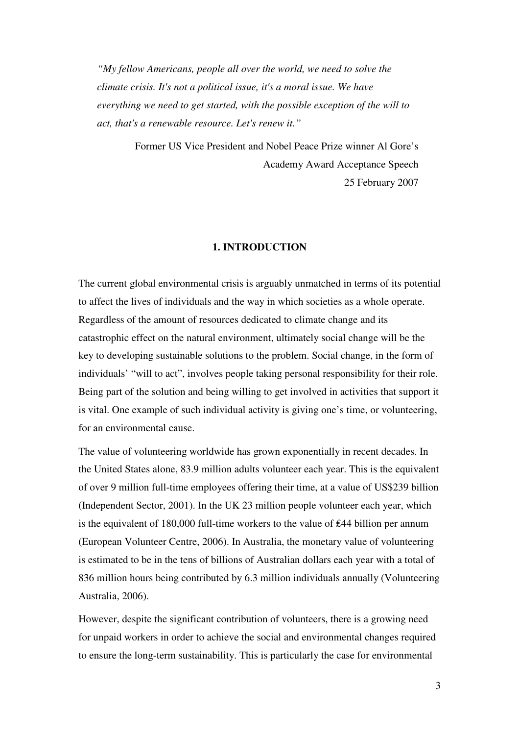*"My fellow Americans, people all over the world, we need to solve the climate crisis. It's not a political issue, it's a moral issue. We have everything we need to get started, with the possible exception of the will to act, that's a renewable resource. Let's renew it."*

Former US Vice President and Nobel Peace Prize winner Al Gore's
Academy Award Acceptance Speech
25 February 2007

## 1. INTRODUCTION

The current global environmental crisis is arguably unmatched in terms of its potential to affect the lives of individuals and the way in which societies as a whole operate. Regardless of the amount of resources dedicated to climate change and its catastrophic effect on the natural environment, ultimately social change will be the key to developing sustainable solutions to the problem. Social change, in the form of individuals' "will to act", involves people taking personal responsibility for their role. Being part of the solution and being willing to get involved in activities that support it is vital. One example of such individual activity is giving one's time, or volunteering, for an environmental cause.

The value of volunteering worldwide has grown exponentially in recent decades. In the United States alone, 83.9 million adults volunteer each year. This is the equivalent of over 9 million full-time employees offering their time, at a value of US$239 billion (Independent Sector, 2001). In the UK 23 million people volunteer each year, which is the equivalent of 180,000 full-time workers to the value of £44 billion per annum (European Volunteer Centre, 2006). In Australia, the monetary value of volunteering is estimated to be in the tens of billions of Australian dollars each year with a total of 836 million hours being contributed by 6.3 million individuals annually (Volunteering Australia, 2006).

However, despite the significant contribution of volunteers, there is a growing need for unpaid workers in order to achieve the social and environmental changes required to ensure the long-term sustainability. This is particularly the case for environmental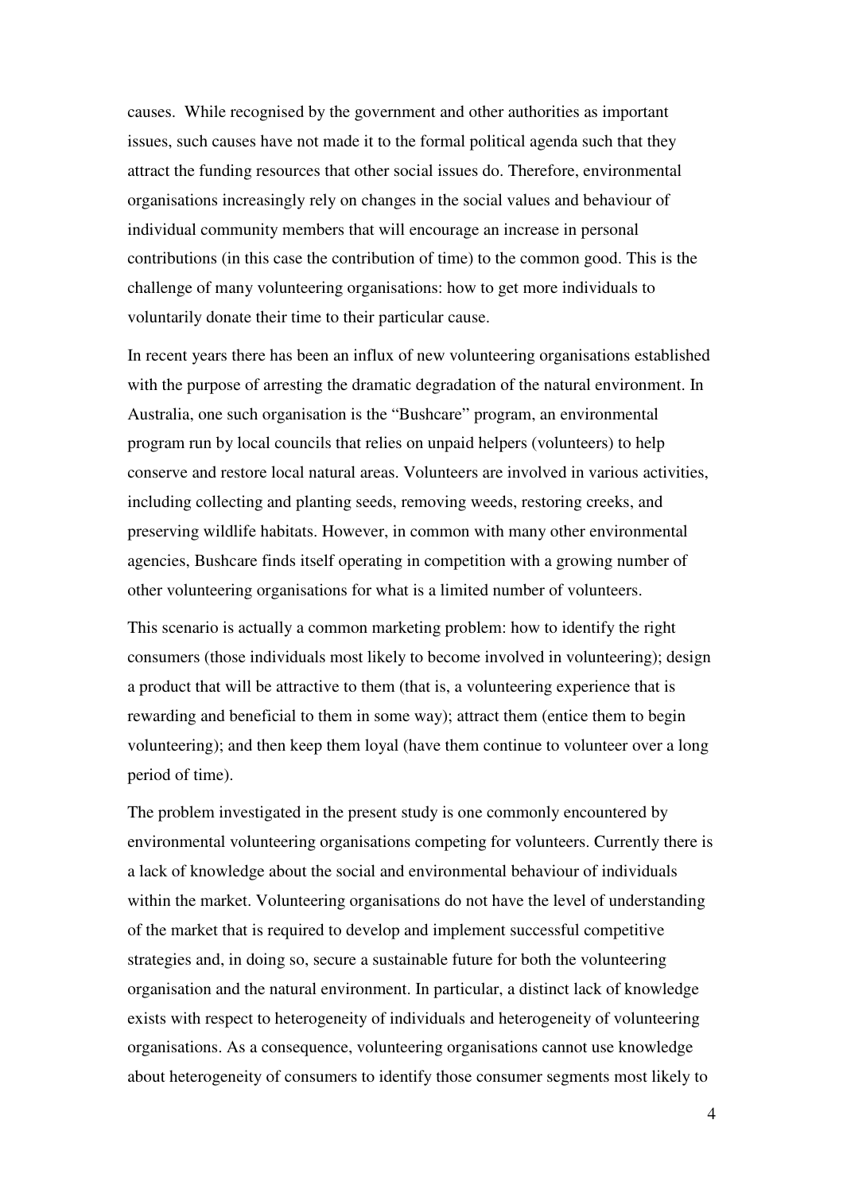causes. While recognised by the government and other authorities as important issues, such causes have not made it to the formal political agenda such that they attract the funding resources that other social issues do. Therefore, environmental organisations increasingly rely on changes in the social values and behaviour of individual community members that will encourage an increase in personal contributions (in this case the contribution of time) to the common good. This is the challenge of many volunteering organisations: how to get more individuals to voluntarily donate their time to their particular cause.

In recent years there has been an influx of new volunteering organisations established with the purpose of arresting the dramatic degradation of the natural environment. In Australia, one such organisation is the "Bushcare" program, an environmental program run by local councils that relies on unpaid helpers (volunteers) to help conserve and restore local natural areas. Volunteers are involved in various activities, including collecting and planting seeds, removing weeds, restoring creeks, and preserving wildlife habitats. However, in common with many other environmental agencies, Bushcare finds itself operating in competition with a growing number of other volunteering organisations for what is a limited number of volunteers.

This scenario is actually a common marketing problem: how to identify the right consumers (those individuals most likely to become involved in volunteering); design a product that will be attractive to them (that is, a volunteering experience that is rewarding and beneficial to them in some way); attract them (entice them to begin volunteering); and then keep them loyal (have them continue to volunteer over a long period of time).

The problem investigated in the present study is one commonly encountered by environmental volunteering organisations competing for volunteers. Currently there is a lack of knowledge about the social and environmental behaviour of individuals within the market. Volunteering organisations do not have the level of understanding of the market that is required to develop and implement successful competitive strategies and, in doing so, secure a sustainable future for both the volunteering organisation and the natural environment. In particular, a distinct lack of knowledge exists with respect to heterogeneity of individuals and heterogeneity of volunteering organisations. As a consequence, volunteering organisations cannot use knowledge about heterogeneity of consumers to identify those consumer segments most likely to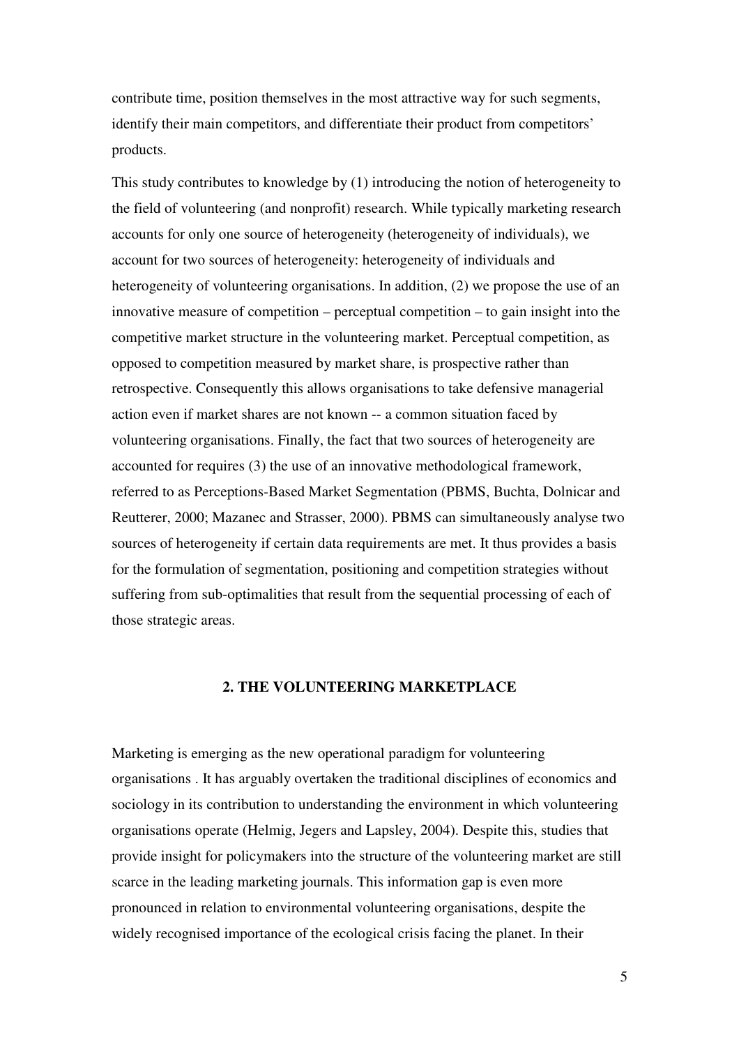contribute time, position themselves in the most attractive way for such segments, identify their main competitors, and differentiate their product from competitors' products.

This study contributes to knowledge by (1) introducing the notion of heterogeneity to the field of volunteering (and nonprofit) research. While typically marketing research accounts for only one source of heterogeneity (heterogeneity of individuals), we account for two sources of heterogeneity: heterogeneity of individuals and heterogeneity of volunteering organisations. In addition, (2) we propose the use of an innovative measure of competition – perceptual competition – to gain insight into the competitive market structure in the volunteering market. Perceptual competition, as opposed to competition measured by market share, is prospective rather than retrospective. Consequently this allows organisations to take defensive managerial action even if market shares are not known -- a common situation faced by volunteering organisations. Finally, the fact that two sources of heterogeneity are accounted for requires (3) the use of an innovative methodological framework, referred to as Perceptions-Based Market Segmentation (PBMS, Buchta, Dolnicar and Reutterer, 2000; Mazanec and Strasser, 2000). PBMS can simultaneously analyse two sources of heterogeneity if certain data requirements are met. It thus provides a basis for the formulation of segmentation, positioning and competition strategies without suffering from sub-optimalities that result from the sequential processing of each of those strategic areas.

## 2. THE VOLUNTEERING MARKETPLACE

Marketing is emerging as the new operational paradigm for volunteering organisations . It has arguably overtaken the traditional disciplines of economics and sociology in its contribution to understanding the environment in which volunteering organisations operate (Helmig, Jegers and Lapsley, 2004). Despite this, studies that provide insight for policymakers into the structure of the volunteering market are still scarce in the leading marketing journals. This information gap is even more pronounced in relation to environmental volunteering organisations, despite the widely recognised importance of the ecological crisis facing the planet. In their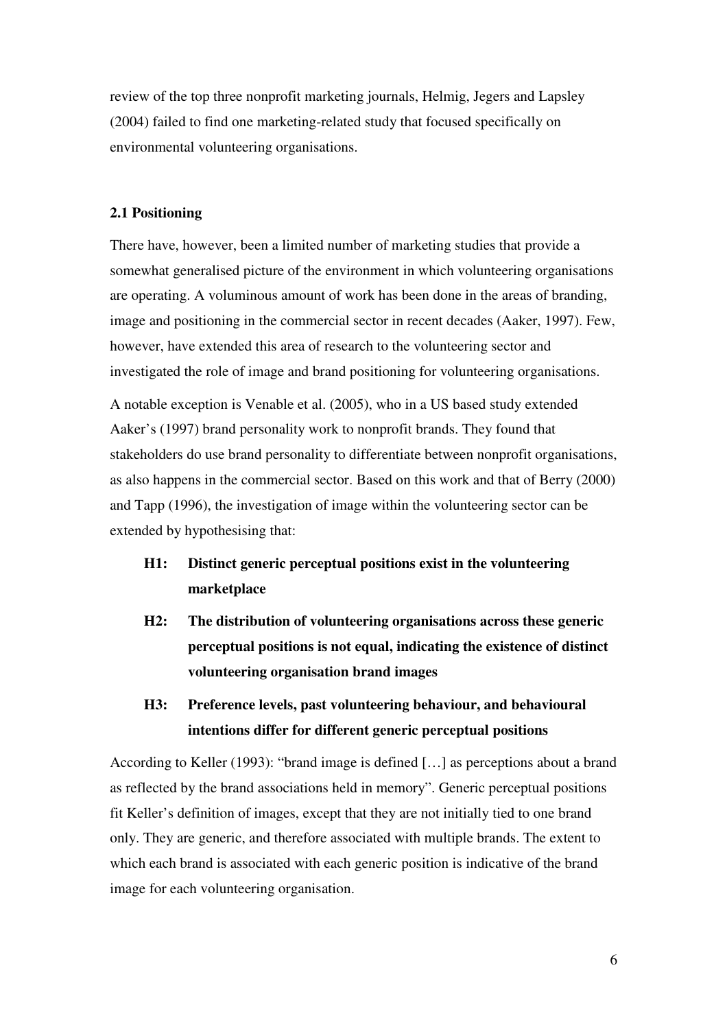review of the top three nonprofit marketing journals, Helmig, Jegers and Lapsley (2004) failed to find one marketing-related study that focused specifically on environmental volunteering organisations.

### 2.1 Positioning

There have, however, been a limited number of marketing studies that provide a somewhat generalised picture of the environment in which volunteering organisations are operating. A voluminous amount of work has been done in the areas of branding, image and positioning in the commercial sector in recent decades (Aaker, 1997). Few, however, have extended this area of research to the volunteering sector and investigated the role of image and brand positioning for volunteering organisations.

A notable exception is Venable et al. (2005), who in a US based study extended Aaker's (1997) brand personality work to nonprofit brands. They found that stakeholders do use brand personality to differentiate between nonprofit organisations, as also happens in the commercial sector. Based on this work and that of Berry (2000) and Tapp (1996), the investigation of image within the volunteering sector can be extended by hypothesising that:

- **H1: Distinct generic perceptual positions exist in the volunteering marketplace**
- **H2: The distribution of volunteering organisations across these generic perceptual positions is not equal, indicating the existence of distinct volunteering organisation brand images**
- **H3: Preference levels, past volunteering behaviour, and behavioural intentions differ for different generic perceptual positions**

According to Keller (1993): "brand image is defined […] as perceptions about a brand as reflected by the brand associations held in memory". Generic perceptual positions fit Keller's definition of images, except that they are not initially tied to one brand only. They are generic, and therefore associated with multiple brands. The extent to which each brand is associated with each generic position is indicative of the brand image for each volunteering organisation.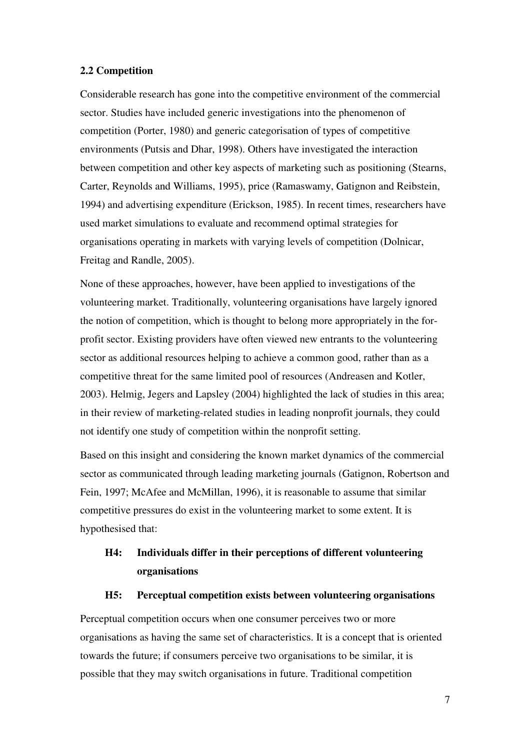## 2.2 Competition

Considerable research has gone into the competitive environment of the commercial sector. Studies have included generic investigations into the phenomenon of competition (Porter, 1980) and generic categorisation of types of competitive environments (Putsis and Dhar, 1998). Others have investigated the interaction between competition and other key aspects of marketing such as positioning (Stearns, Carter, Reynolds and Williams, 1995), price (Ramaswamy, Gatignon and Reibstein, 1994) and advertising expenditure (Erickson, 1985). In recent times, researchers have used market simulations to evaluate and recommend optimal strategies for organisations operating in markets with varying levels of competition (Dolnicar, Freitag and Randle, 2005).

None of these approaches, however, have been applied to investigations of the volunteering market. Traditionally, volunteering organisations have largely ignored the notion of competition, which is thought to belong more appropriately in the for-profit sector. Existing providers have often viewed new entrants to the volunteering sector as additional resources helping to achieve a common good, rather than as a competitive threat for the same limited pool of resources (Andreasen and Kotler, 2003). Helmig, Jegers and Lapsley (2004) highlighted the lack of studies in this area; in their review of marketing-related studies in leading nonprofit journals, they could not identify one study of competition within the nonprofit setting.

Based on this insight and considering the known market dynamics of the commercial sector as communicated through leading marketing journals (Gatignon, Robertson and Fein, 1997; McAfee and McMillan, 1996), it is reasonable to assume that similar competitive pressures do exist in the volunteering market to some extent. It is hypothesised that:

**H4: Individuals differ in their perceptions of different volunteering organisations**

**H5: Perceptual competition exists between volunteering organisations**

Perceptual competition occurs when one consumer perceives two or more organisations as having the same set of characteristics. It is a concept that is oriented towards the future; if consumers perceive two organisations to be similar, it is possible that they may switch organisations in future. Traditional competition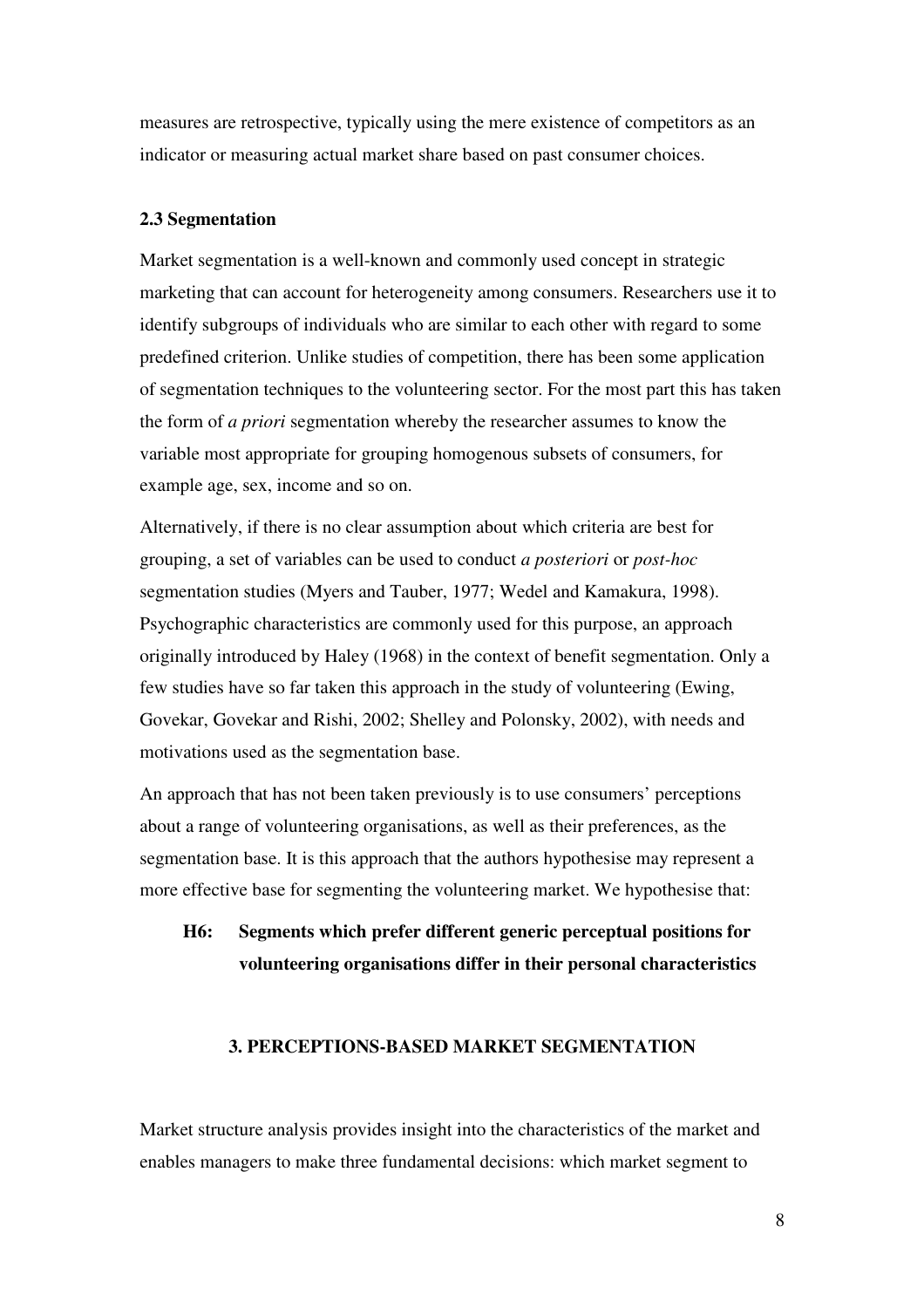measures are retrospective, typically using the mere existence of competitors as an indicator or measuring actual market share based on past consumer choices.

### 2.3 Segmentation

Market segmentation is a well-known and commonly used concept in strategic marketing that can account for heterogeneity among consumers. Researchers use it to identify subgroups of individuals who are similar to each other with regard to some predefined criterion. Unlike studies of competition, there has been some application of segmentation techniques to the volunteering sector. For the most part this has taken the form of *a priori* segmentation whereby the researcher assumes to know the variable most appropriate for grouping homogenous subsets of consumers, for example age, sex, income and so on.

Alternatively, if there is no clear assumption about which criteria are best for grouping, a set of variables can be used to conduct *a posteriori* or *post-hoc* segmentation studies (Myers and Tauber, 1977; Wedel and Kamakura, 1998). Psychographic characteristics are commonly used for this purpose, an approach originally introduced by Haley (1968) in the context of benefit segmentation. Only a few studies have so far taken this approach in the study of volunteering (Ewing, Govekar, Govekar and Rishi, 2002; Shelley and Polonsky, 2002), with needs and motivations used as the segmentation base.

An approach that has not been taken previously is to use consumers' perceptions about a range of volunteering organisations, as well as their preferences, as the segmentation base. It is this approach that the authors hypothesise may represent a more effective base for segmenting the volunteering market. We hypothesise that:

**H6: Segments which prefer different generic perceptual positions for volunteering organisations differ in their personal characteristics**

## 3. PERCEPTIONS-BASED MARKET SEGMENTATION

Market structure analysis provides insight into the characteristics of the market and enables managers to make three fundamental decisions: which market segment to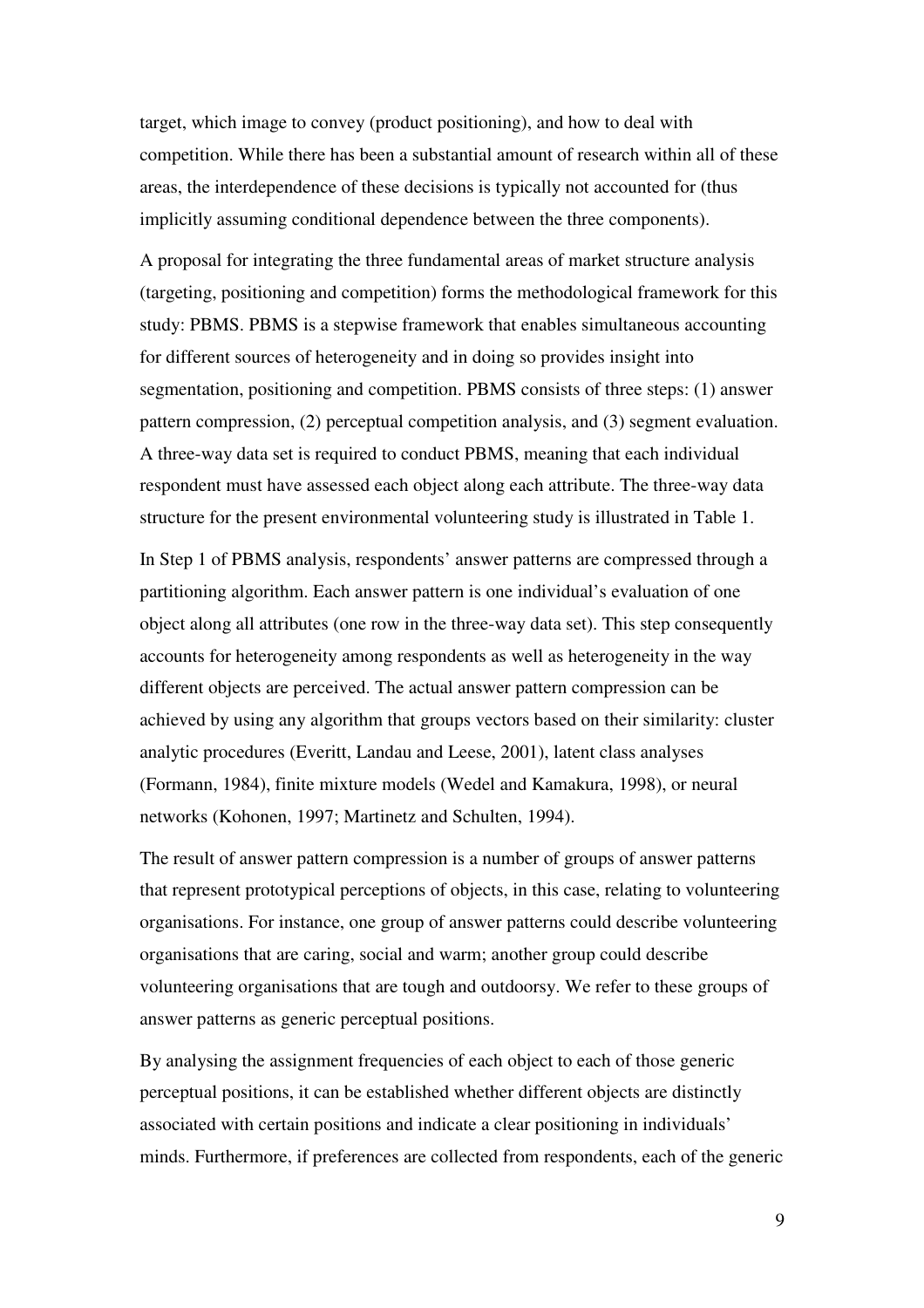target, which image to convey (product positioning), and how to deal with competition. While there has been a substantial amount of research within all of these areas, the interdependence of these decisions is typically not accounted for (thus implicitly assuming conditional dependence between the three components).

A proposal for integrating the three fundamental areas of market structure analysis (targeting, positioning and competition) forms the methodological framework for this study: PBMS. PBMS is a stepwise framework that enables simultaneous accounting for different sources of heterogeneity and in doing so provides insight into segmentation, positioning and competition. PBMS consists of three steps: (1) answer pattern compression, (2) perceptual competition analysis, and (3) segment evaluation. A three-way data set is required to conduct PBMS, meaning that each individual respondent must have assessed each object along each attribute. The three-way data structure for the present environmental volunteering study is illustrated in Table 1.

In Step 1 of PBMS analysis, respondents' answer patterns are compressed through a partitioning algorithm. Each answer pattern is one individual's evaluation of one object along all attributes (one row in the three-way data set). This step consequently accounts for heterogeneity among respondents as well as heterogeneity in the way different objects are perceived. The actual answer pattern compression can be achieved by using any algorithm that groups vectors based on their similarity: cluster analytic procedures (Everitt, Landau and Leese, 2001), latent class analyses (Formann, 1984), finite mixture models (Wedel and Kamakura, 1998), or neural networks (Kohonen, 1997; Martinetz and Schulten, 1994).

The result of answer pattern compression is a number of groups of answer patterns that represent prototypical perceptions of objects, in this case, relating to volunteering organisations. For instance, one group of answer patterns could describe volunteering organisations that are caring, social and warm; another group could describe volunteering organisations that are tough and outdoorsy. We refer to these groups of answer patterns as generic perceptual positions.

By analysing the assignment frequencies of each object to each of those generic perceptual positions, it can be established whether different objects are distinctly associated with certain positions and indicate a clear positioning in individuals' minds. Furthermore, if preferences are collected from respondents, each of the generic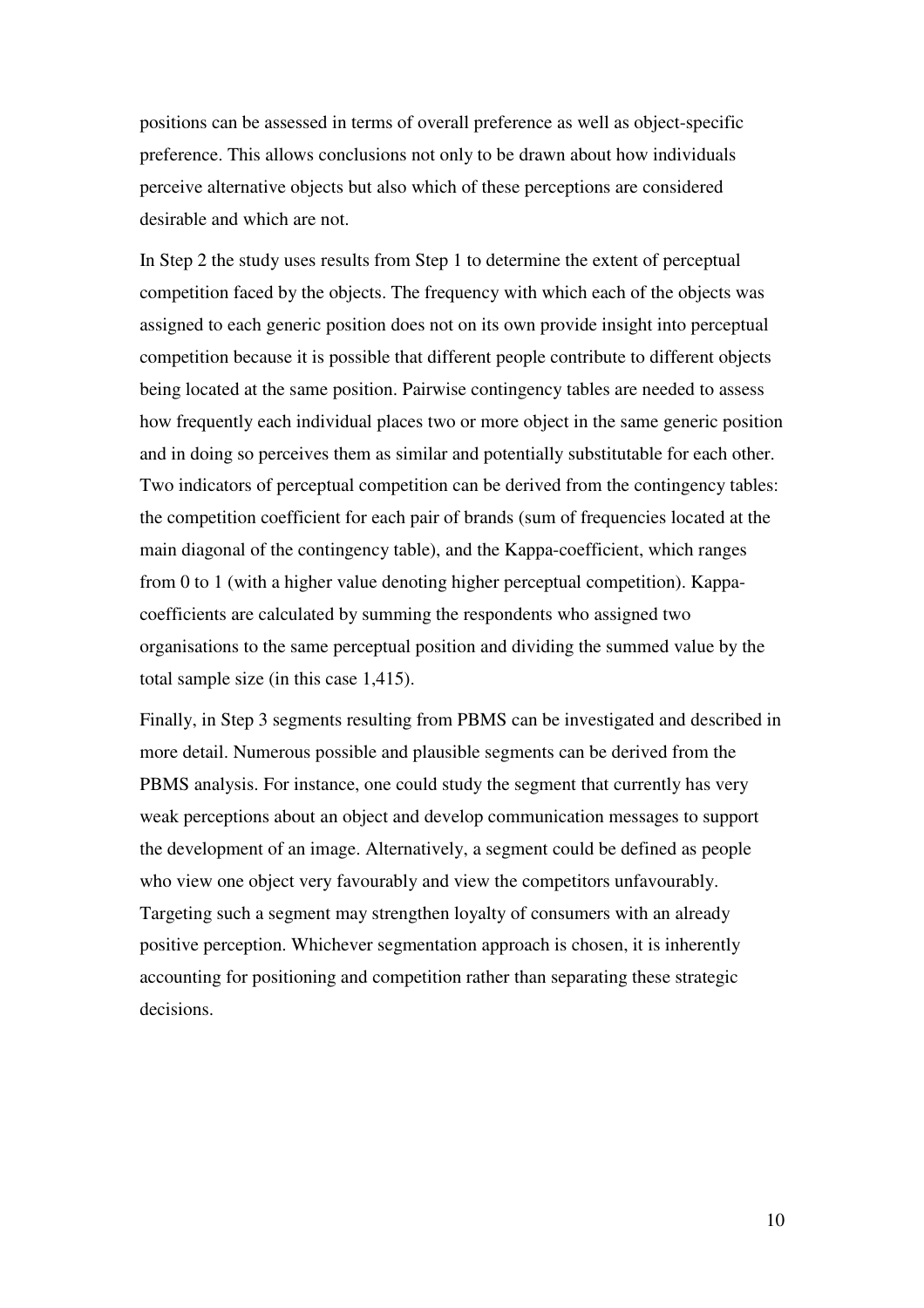positions can be assessed in terms of overall preference as well as object-specific preference. This allows conclusions not only to be drawn about how individuals perceive alternative objects but also which of these perceptions are considered desirable and which are not.

In Step 2 the study uses results from Step 1 to determine the extent of perceptual competition faced by the objects. The frequency with which each of the objects was assigned to each generic position does not on its own provide insight into perceptual competition because it is possible that different people contribute to different objects being located at the same position. Pairwise contingency tables are needed to assess how frequently each individual places two or more object in the same generic position and in doing so perceives them as similar and potentially substitutable for each other. Two indicators of perceptual competition can be derived from the contingency tables: the competition coefficient for each pair of brands (sum of frequencies located at the main diagonal of the contingency table), and the Kappa-coefficient, which ranges from 0 to 1 (with a higher value denoting higher perceptual competition). Kappa-coefficients are calculated by summing the respondents who assigned two organisations to the same perceptual position and dividing the summed value by the total sample size (in this case 1,415).

Finally, in Step 3 segments resulting from PBMS can be investigated and described in more detail. Numerous possible and plausible segments can be derived from the PBMS analysis. For instance, one could study the segment that currently has very weak perceptions about an object and develop communication messages to support the development of an image. Alternatively, a segment could be defined as people who view one object very favourably and view the competitors unfavourably. Targeting such a segment may strengthen loyalty of consumers with an already positive perception. Whichever segmentation approach is chosen, it is inherently accounting for positioning and competition rather than separating these strategic decisions.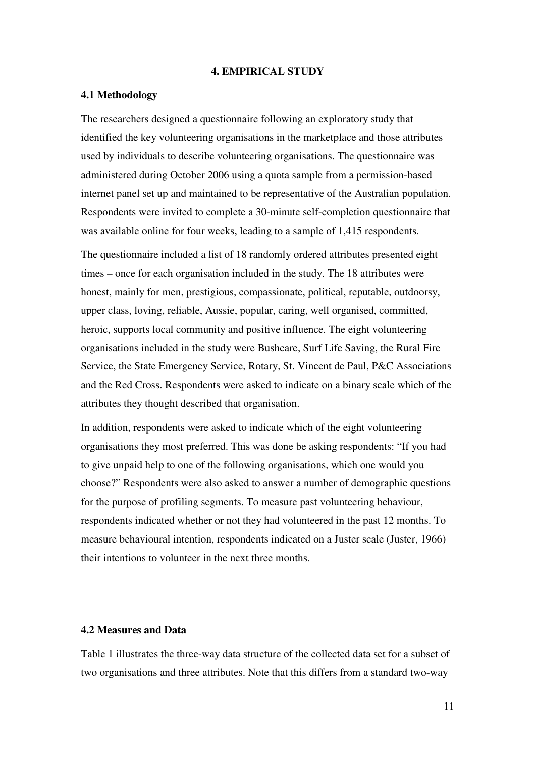## 4. EMPIRICAL STUDY

### 4.1 Methodology

The researchers designed a questionnaire following an exploratory study that identified the key volunteering organisations in the marketplace and those attributes used by individuals to describe volunteering organisations. The questionnaire was administered during October 2006 using a quota sample from a permission-based internet panel set up and maintained to be representative of the Australian population. Respondents were invited to complete a 30-minute self-completion questionnaire that was available online for four weeks, leading to a sample of 1,415 respondents.

The questionnaire included a list of 18 randomly ordered attributes presented eight times – once for each organisation included in the study. The 18 attributes were honest, mainly for men, prestigious, compassionate, political, reputable, outdoorsy, upper class, loving, reliable, Aussie, popular, caring, well organised, committed, heroic, supports local community and positive influence. The eight volunteering organisations included in the study were Bushcare, Surf Life Saving, the Rural Fire Service, the State Emergency Service, Rotary, St. Vincent de Paul, P&C Associations and the Red Cross. Respondents were asked to indicate on a binary scale which of the attributes they thought described that organisation.

In addition, respondents were asked to indicate which of the eight volunteering organisations they most preferred. This was done be asking respondents: "If you had to give unpaid help to one of the following organisations, which one would you choose?" Respondents were also asked to answer a number of demographic questions for the purpose of profiling segments. To measure past volunteering behaviour, respondents indicated whether or not they had volunteered in the past 12 months. To measure behavioural intention, respondents indicated on a Juster scale (Juster, 1966) their intentions to volunteer in the next three months.

### 4.2 Measures and Data

Table 1 illustrates the three-way data structure of the collected data set for a subset of two organisations and three attributes. Note that this differs from a standard two-way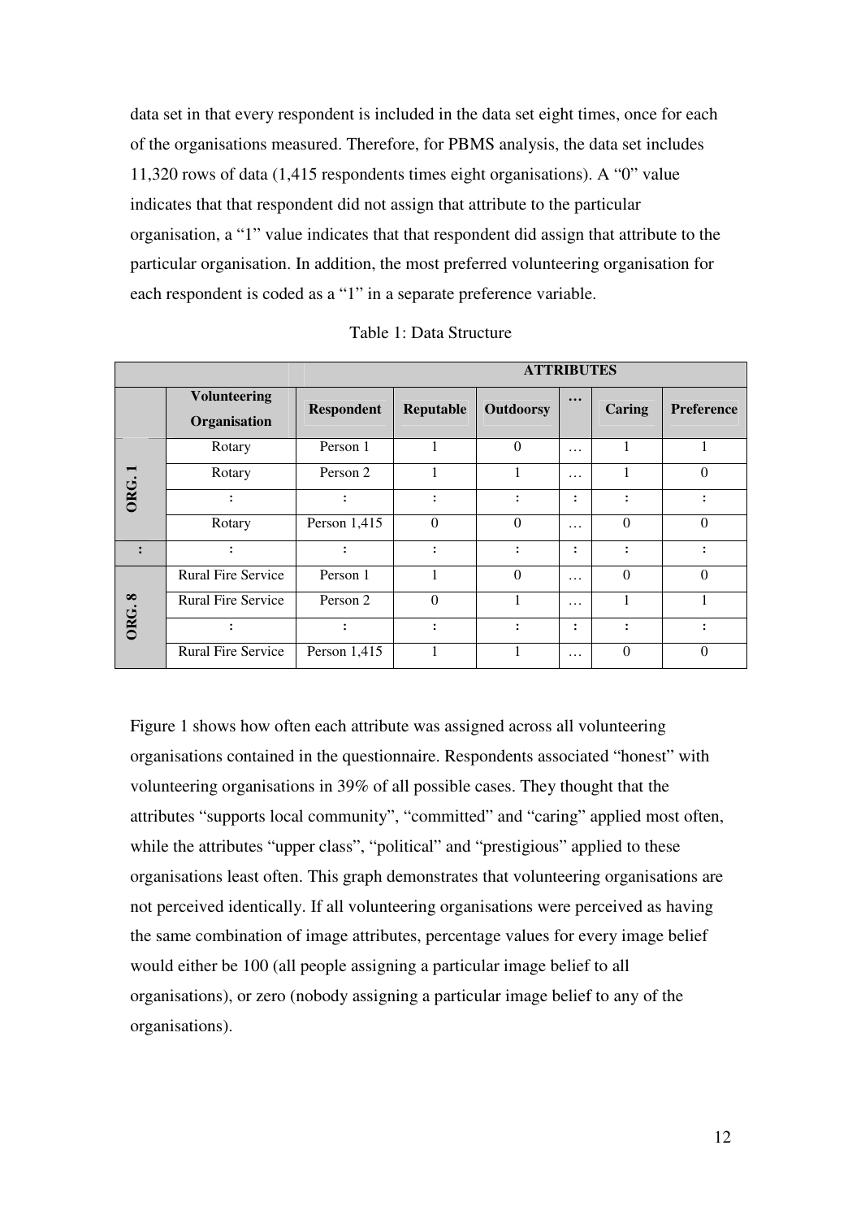data set in that every respondent is included in the data set eight times, once for each of the organisations measured. Therefore, for PBMS analysis, the data set includes 11,320 rows of data (1,415 respondents times eight organisations). A "0" value indicates that that respondent did not assign that attribute to the particular organisation, a "1" value indicates that that respondent did assign that attribute to the particular organisation. In addition, the most preferred volunteering organisation for each respondent is coded as a "1" in a separate preference variable.

Table 1: Data Structure

| | | **ATTRIBUTES** | | | | | |
|---|---|---|---|---|---|---|---|
| | **Volunteering Organisation** | **Respondent** | **Reputable** | **Outdoorsy** | **…** | **Caring** | **Preference** |
| **ORG. 1** | Rotary | Person 1 | 1 | 0 | … | 1 | 1 |
| | Rotary | Person 2 | 1 | 1 | … | 1 | 0 |
| | : | : | : | : | : | : | : |
| | Rotary | Person 1,415 | 0 | 0 | … | 0 | 0 |
| : | : | : | : | : | : | : | : |
| **ORG. 8** | Rural Fire Service | Person 1 | 1 | 0 | … | 0 | 0 |
| | Rural Fire Service | Person 2 | 0 | 1 | … | 1 | 1 |
| | : | : | : | : | : | : | : |
| | Rural Fire Service | Person 1,415 | 1 | 1 | … | 0 | 0 |

Figure 1 shows how often each attribute was assigned across all volunteering organisations contained in the questionnaire. Respondents associated "honest" with volunteering organisations in 39% of all possible cases. They thought that the attributes "supports local community", "committed" and "caring" applied most often, while the attributes "upper class", "political" and "prestigious" applied to these organisations least often. This graph demonstrates that volunteering organisations are not perceived identically. If all volunteering organisations were perceived as having the same combination of image attributes, percentage values for every image belief would either be 100 (all people assigning a particular image belief to all organisations), or zero (nobody assigning a particular image belief to any of the organisations).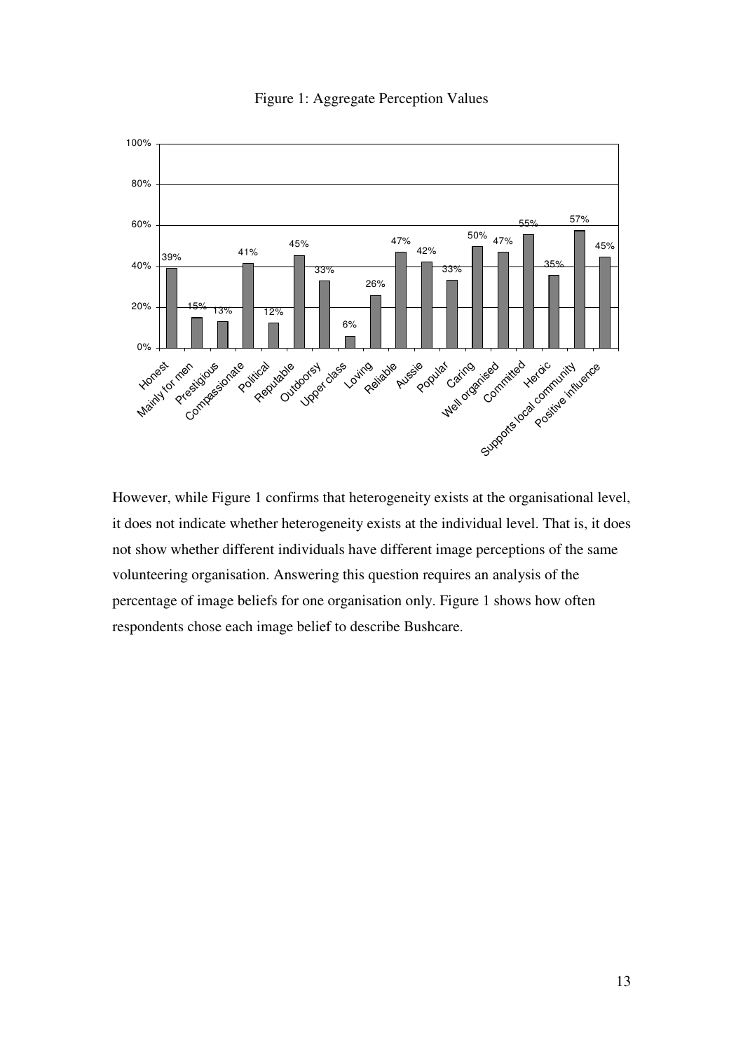Figure 1: Aggregate Perception Values

100%
80%
60%
40%
20%
0%

39%
15%
13%
41%
12%
45%
33%
6%
26%
47%
42%
33%
50%
47%
55%
35%
57%
45%

Honest
Mainly for men
Prestigious
Compassionate
Political
Reputable
Outdoorsy
Upper class
Loving
Reliable
Aussie
Popular
Caring
Well organised
Committed
Heroic
Supports local community
Positive influence

However, while Figure 1 confirms that heterogeneity exists at the organisational level, it does not indicate whether heterogeneity exists at the individual level. That is, it does not show whether different individuals have different image perceptions of the same volunteering organisation. Answering this question requires an analysis of the percentage of image beliefs for one organisation only. Figure 1 shows how often respondents chose each image belief to describe Bushcare.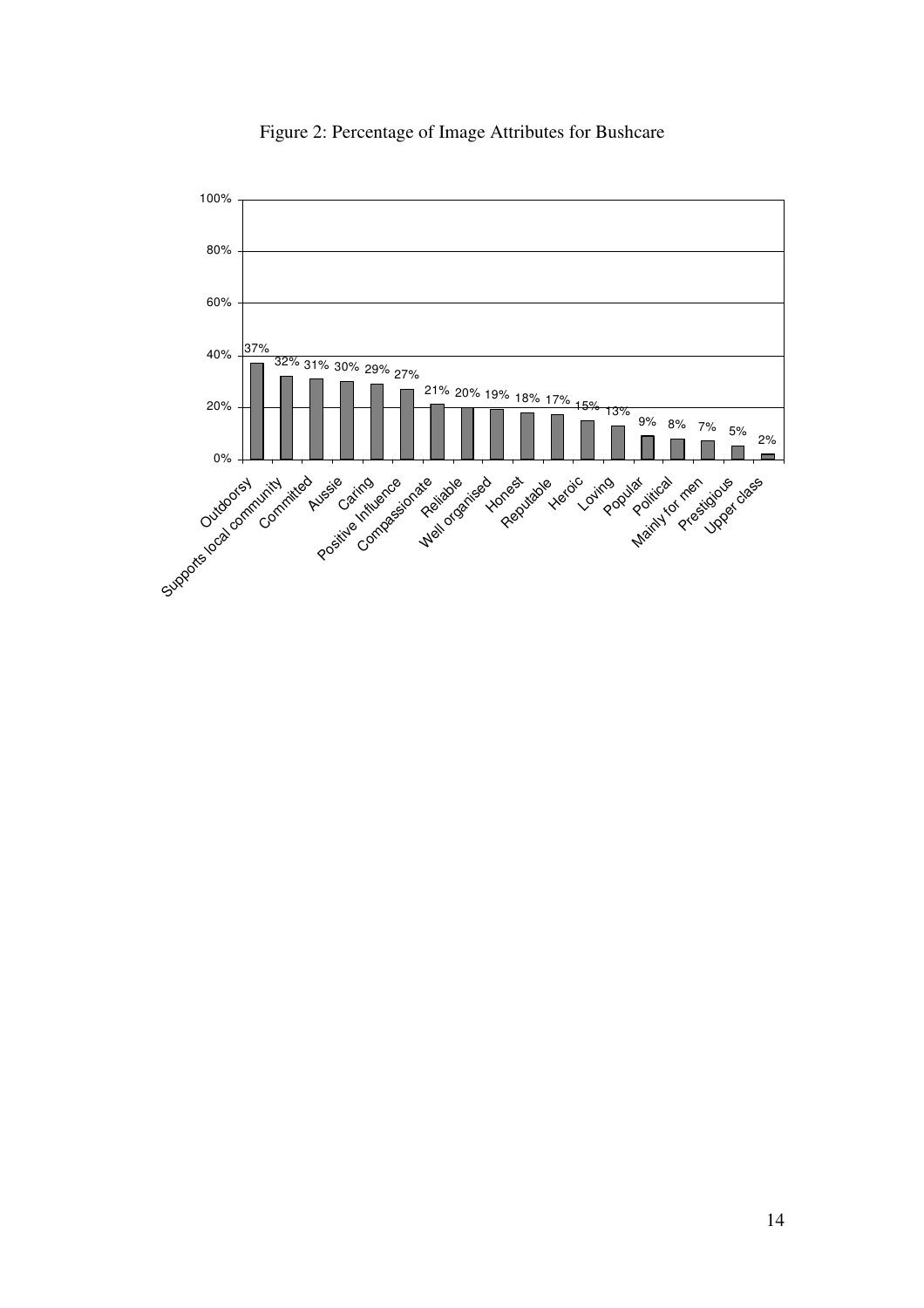Figure 2: Percentage of Image Attributes for Bushcare

100%
80%
60%
40%
20%
0%

37% 32% 31% 30% 29% 27% 21% 20% 19% 18% 17% 15% 13% 9% 8% 7% 5% 2%

Outdoorsy
Supports local community
Committed
Aussie
Caring
Positive Influence
Compassionate
Reliable
Well organised
Honest
Reputable
Heroic
Loving
Popular
Political
Mainly for men
Prestigious
Upper class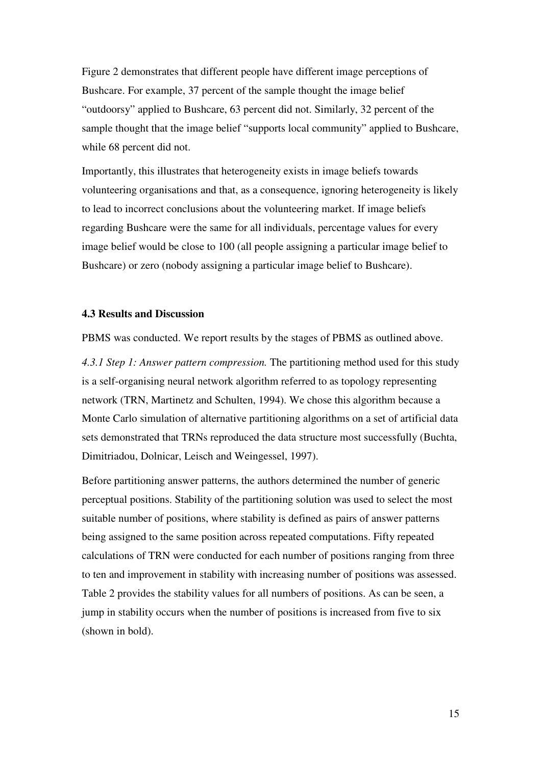Figure 2 demonstrates that different people have different image perceptions of Bushcare. For example, 37 percent of the sample thought the image belief "outdoorsy" applied to Bushcare, 63 percent did not. Similarly, 32 percent of the sample thought that the image belief "supports local community" applied to Bushcare, while 68 percent did not.

Importantly, this illustrates that heterogeneity exists in image beliefs towards volunteering organisations and that, as a consequence, ignoring heterogeneity is likely to lead to incorrect conclusions about the volunteering market. If image beliefs regarding Bushcare were the same for all individuals, percentage values for every image belief would be close to 100 (all people assigning a particular image belief to Bushcare) or zero (nobody assigning a particular image belief to Bushcare).

### 4.3 Results and Discussion

PBMS was conducted. We report results by the stages of PBMS as outlined above.

*4.3.1 Step 1: Answer pattern compression.* The partitioning method used for this study is a self-organising neural network algorithm referred to as topology representing network (TRN, Martinetz and Schulten, 1994). We chose this algorithm because a Monte Carlo simulation of alternative partitioning algorithms on a set of artificial data sets demonstrated that TRNs reproduced the data structure most successfully (Buchta, Dimitriadou, Dolnicar, Leisch and Weingessel, 1997).

Before partitioning answer patterns, the authors determined the number of generic perceptual positions. Stability of the partitioning solution was used to select the most suitable number of positions, where stability is defined as pairs of answer patterns being assigned to the same position across repeated computations. Fifty repeated calculations of TRN were conducted for each number of positions ranging from three to ten and improvement in stability with increasing number of positions was assessed. Table 2 provides the stability values for all numbers of positions. As can be seen, a jump in stability occurs when the number of positions is increased from five to six (shown in bold).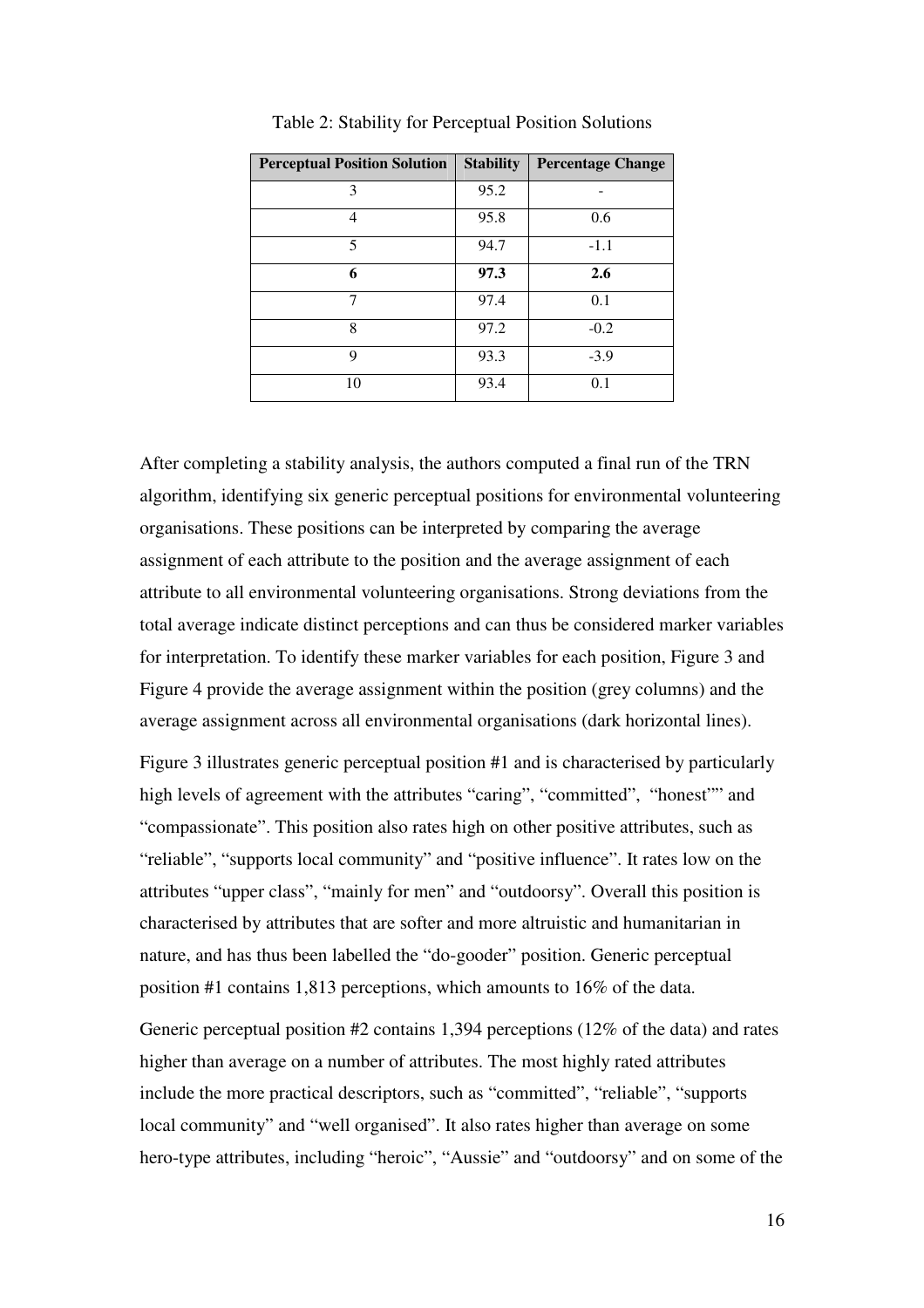Table 2: Stability for Perceptual Position Solutions

| Perceptual Position Solution | Stability | Percentage Change |
|---|---|---|
| 3 | 95.2 | - |
| 4 | 95.8 | 0.6 |
| 5 | 94.7 | -1.1 |
| **6** | **97.3** | **2.6** |
| 7 | 97.4 | 0.1 |
| 8 | 97.2 | -0.2 |
| 9 | 93.3 | -3.9 |
| 10 | 93.4 | 0.1 |

After completing a stability analysis, the authors computed a final run of the TRN algorithm, identifying six generic perceptual positions for environmental volunteering organisations. These positions can be interpreted by comparing the average assignment of each attribute to the position and the average assignment of each attribute to all environmental volunteering organisations. Strong deviations from the total average indicate distinct perceptions and can thus be considered marker variables for interpretation. To identify these marker variables for each position, Figure 3 and Figure 4 provide the average assignment within the position (grey columns) and the average assignment across all environmental organisations (dark horizontal lines).

Figure 3 illustrates generic perceptual position #1 and is characterised by particularly high levels of agreement with the attributes "caring", "committed", "honest"" and "compassionate". This position also rates high on other positive attributes, such as "reliable", "supports local community" and "positive influence". It rates low on the attributes "upper class", "mainly for men" and "outdoorsy". Overall this position is characterised by attributes that are softer and more altruistic and humanitarian in nature, and has thus been labelled the "do-gooder" position. Generic perceptual position #1 contains 1,813 perceptions, which amounts to 16% of the data.

Generic perceptual position #2 contains 1,394 perceptions (12% of the data) and rates higher than average on a number of attributes. The most highly rated attributes include the more practical descriptors, such as "committed", "reliable", "supports local community" and "well organised". It also rates higher than average on some hero-type attributes, including "heroic", "Aussie" and "outdoorsy" and on some of the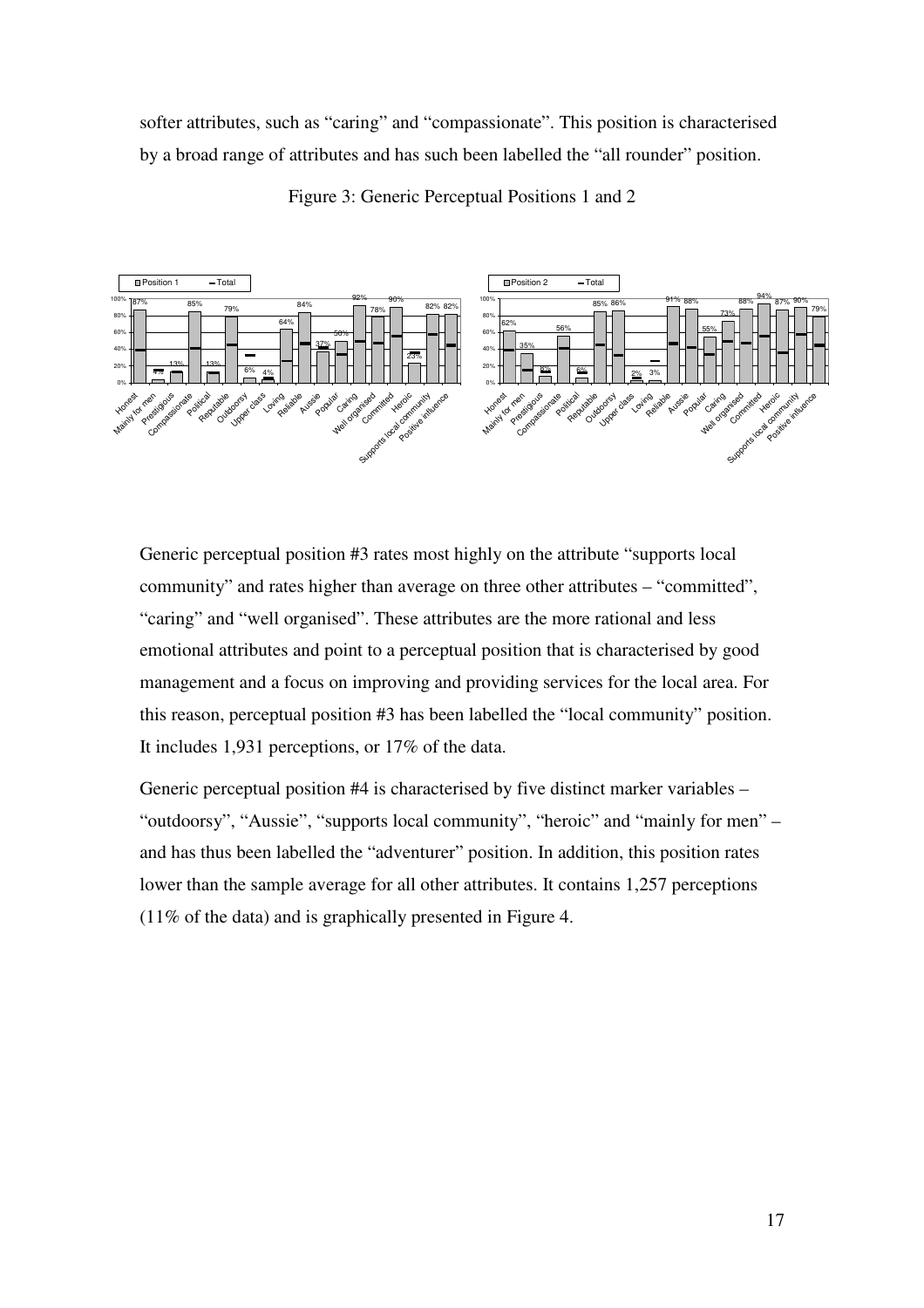softer attributes, such as "caring" and "compassionate". This position is characterised by a broad range of attributes and has such been labelled the "all rounder" position.

Figure 3: Generic Perceptual Positions 1 and 2

Position 1 — Total

100%
80%
60%
40%
20%
0%

87% 4% 13% 85% 13% 79% 6% 4% 64% 84% 37% 50% 92% 78% 90% 23% 82% 82%

Honest, Mainly for men, Prestigious, Compassionate, Political, Reputable, Outdoorsy, Upper class, Loving, Reliable, Aussie, Popular, Caring, Well organised, Commited, Heroic, Supports local community, Positive influence

Position 2 — Total

100%
80%
60%
40%
20%
0%

62% 35% 8% 56% 6% 85% 86% 2% 3% 91% 88% 55% 73% 88% 94% 87% 90% 79%

Honest, Mainly for men, Prestigious, Compassionate, Political, Reputable, Outdoorsy, Upper class, Loving, Reliable, Aussie, Popular, Caring, Well organised, Commited, Heroic, Supports local community, Positive influence

Generic perceptual position #3 rates most highly on the attribute "supports local community" and rates higher than average on three other attributes – "committed", "caring" and "well organised". These attributes are the more rational and less emotional attributes and point to a perceptual position that is characterised by good management and a focus on improving and providing services for the local area. For this reason, perceptual position #3 has been labelled the "local community" position. It includes 1,931 perceptions, or 17% of the data.

Generic perceptual position #4 is characterised by five distinct marker variables – "outdoorsy", "Aussie", "supports local community", "heroic" and "mainly for men" – and has thus been labelled the "adventurer" position. In addition, this position rates lower than the sample average for all other attributes. It contains 1,257 perceptions (11% of the data) and is graphically presented in Figure 4.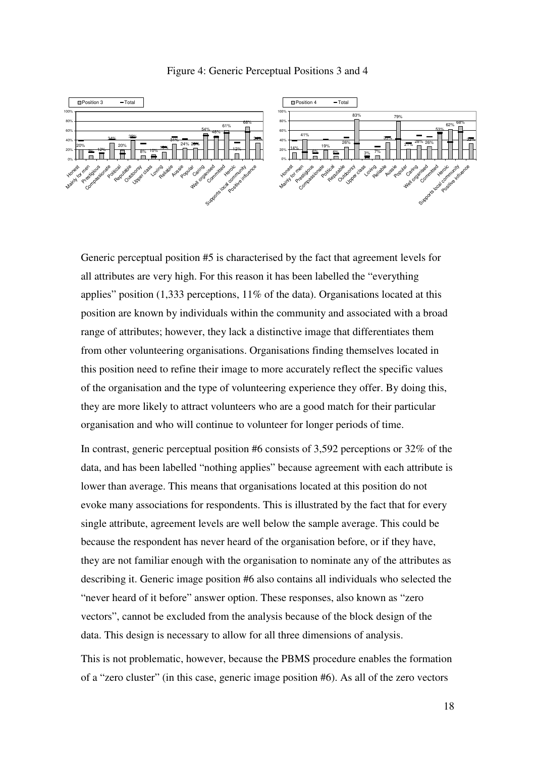Figure 4: Generic Perceptual Positions 3 and 4

Position 3 — Total

100%
80%
60%
40%
20%
0%

20% 12% 34% 20% 39% 8% 10% 15% 31% 24% 24% 54% 48% 61% 12% 68% 34%

Honest, Mainly for men, Prestigious, Compassionate, Political, Reputable, Outdoorsy, Upper class, Loving, Reliable, Aussie, Popular, Caring, Well organised, Committed, Heroic, Supports local community, Positive influence

Position 4 — Total

100%
80%
60%
40%
20%
0%

14% 41% 6% 19% 6% 26% 83% 3% 7% 35% 79% 21% 28% 26% 53% 62% 68% 32%

Honest, Mainly for men, Prestigious, Compassionate, Political, Reputable, Outdoorsy, Upper class, Loving, Reliable, Aussie, Popular, Caring, Well organised, Committed, Heroic, Supports local community, Positive influence

Generic perceptual position #5 is characterised by the fact that agreement levels for all attributes are very high. For this reason it has been labelled the "everything applies" position (1,333 perceptions, 11% of the data). Organisations located at this position are known by individuals within the community and associated with a broad range of attributes; however, they lack a distinctive image that differentiates them from other volunteering organisations. Organisations finding themselves located in this position need to refine their image to more accurately reflect the specific values of the organisation and the type of volunteering experience they offer. By doing this, they are more likely to attract volunteers who are a good match for their particular organisation and who will continue to volunteer for longer periods of time.

In contrast, generic perceptual position #6 consists of 3,592 perceptions or 32% of the data, and has been labelled "nothing applies" because agreement with each attribute is lower than average. This means that organisations located at this position do not evoke many associations for respondents. This is illustrated by the fact that for every single attribute, agreement levels are well below the sample average. This could be because the respondent has never heard of the organisation before, or if they have, they are not familiar enough with the organisation to nominate any of the attributes as describing it. Generic image position #6 also contains all individuals who selected the "never heard of it before" answer option. These responses, also known as "zero vectors", cannot be excluded from the analysis because of the block design of the data. This design is necessary to allow for all three dimensions of analysis.

This is not problematic, however, because the PBMS procedure enables the formation of a "zero cluster" (in this case, generic image position #6). As all of the zero vectors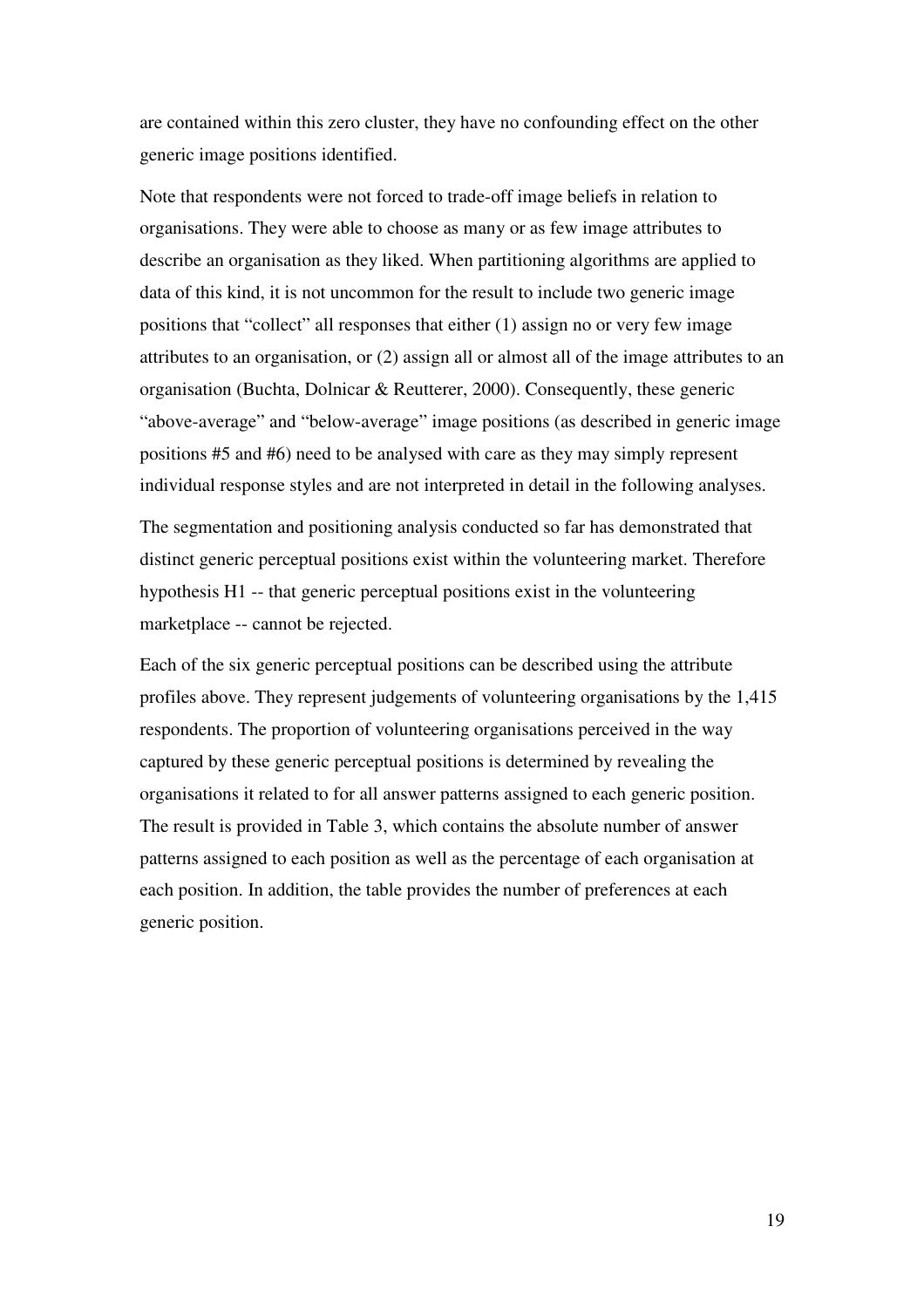are contained within this zero cluster, they have no confounding effect on the other generic image positions identified.

Note that respondents were not forced to trade-off image beliefs in relation to organisations. They were able to choose as many or as few image attributes to describe an organisation as they liked. When partitioning algorithms are applied to data of this kind, it is not uncommon for the result to include two generic image positions that "collect" all responses that either (1) assign no or very few image attributes to an organisation, or (2) assign all or almost all of the image attributes to an organisation (Buchta, Dolnicar & Reutterer, 2000). Consequently, these generic "above-average" and "below-average" image positions (as described in generic image positions #5 and #6) need to be analysed with care as they may simply represent individual response styles and are not interpreted in detail in the following analyses.

The segmentation and positioning analysis conducted so far has demonstrated that distinct generic perceptual positions exist within the volunteering market. Therefore hypothesis H1 -- that generic perceptual positions exist in the volunteering marketplace -- cannot be rejected.

Each of the six generic perceptual positions can be described using the attribute profiles above. They represent judgements of volunteering organisations by the 1,415 respondents. The proportion of volunteering organisations perceived in the way captured by these generic perceptual positions is determined by revealing the organisations it related to for all answer patterns assigned to each generic position. The result is provided in Table 3, which contains the absolute number of answer patterns assigned to each position as well as the percentage of each organisation at each position. In addition, the table provides the number of preferences at each generic position.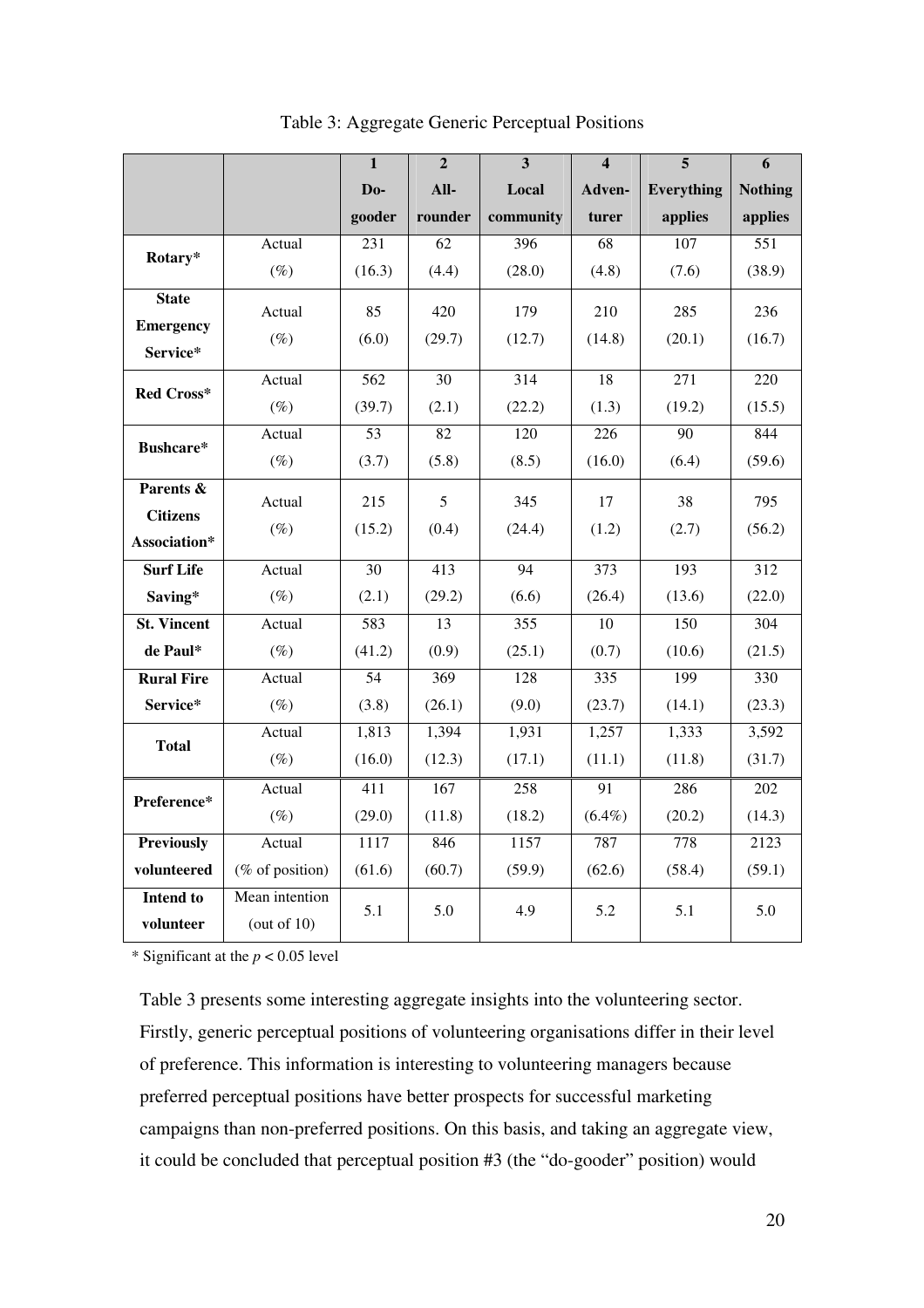Table 3: Aggregate Generic Perceptual Positions

| | | 1 Do-gooder | 2 All-rounder | 3 Local community | 4 Adven-turer | 5 Everything applies | 6 Nothing applies |
|---|---|---|---|---|---|---|---|
| Rotary* | Actual | 231 | 62 | 396 | 68 | 107 | 551 |
| | (%) | (16.3) | (4.4) | (28.0) | (4.8) | (7.6) | (38.9) |
| State Emergency Service* | Actual | 85 | 420 | 179 | 210 | 285 | 236 |
| | (%) | (6.0) | (29.7) | (12.7) | (14.8) | (20.1) | (16.7) |
| Red Cross* | Actual | 562 | 30 | 314 | 18 | 271 | 220 |
| | (%) | (39.7) | (2.1) | (22.2) | (1.3) | (19.2) | (15.5) |
| Bushcare* | Actual | 53 | 82 | 120 | 226 | 90 | 844 |
| | (%) | (3.7) | (5.8) | (8.5) | (16.0) | (6.4) | (59.6) |
| Parents & Citizens Association* | Actual | 215 | 5 | 345 | 17 | 38 | 795 |
| | (%) | (15.2) | (0.4) | (24.4) | (1.2) | (2.7) | (56.2) |
| Surf Life Saving* | Actual | 30 | 413 | 94 | 373 | 193 | 312 |
| | (%) | (2.1) | (29.2) | (6.6) | (26.4) | (13.6) | (22.0) |
| St. Vincent de Paul* | Actual | 583 | 13 | 355 | 10 | 150 | 304 |
| | (%) | (41.2) | (0.9) | (25.1) | (0.7) | (10.6) | (21.5) |
| Rural Fire Service* | Actual | 54 | 369 | 128 | 335 | 199 | 330 |
| | (%) | (3.8) | (26.1) | (9.0) | (23.7) | (14.1) | (23.3) |
| Total | Actual | 1,813 | 1,394 | 1,931 | 1,257 | 1,333 | 3,592 |
| | (%) | (16.0) | (12.3) | (17.1) | (11.1) | (11.8) | (31.7) |
| Preference* | Actual | 411 | 167 | 258 | 91 | 286 | 202 |
| | (%) | (29.0) | (11.8) | (18.2) | (6.4%) | (20.2) | (14.3) |
| Previously volunteered | Actual | 1117 | 846 | 1157 | 787 | 778 | 2123 |
| | (% of position) | (61.6) | (60.7) | (59.9) | (62.6) | (58.4) | (59.1) |
| Intend to volunteer | Mean intention (out of 10) | 5.1 | 5.0 | 4.9 | 5.2 | 5.1 | 5.0 |

* Significant at the $p < 0.05$ level

Table 3 presents some interesting aggregate insights into the volunteering sector. Firstly, generic perceptual positions of volunteering organisations differ in their level of preference. This information is interesting to volunteering managers because preferred perceptual positions have better prospects for successful marketing campaigns than non-preferred positions. On this basis, and taking an aggregate view, it could be concluded that perceptual position #3 (the "do-gooder" position) would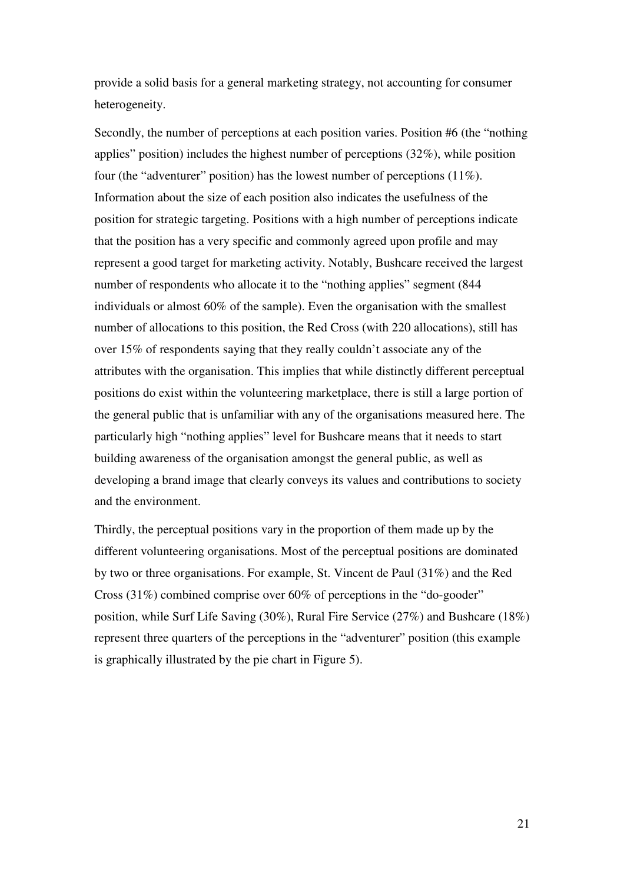provide a solid basis for a general marketing strategy, not accounting for consumer heterogeneity.

Secondly, the number of perceptions at each position varies. Position #6 (the "nothing applies" position) includes the highest number of perceptions (32%), while position four (the "adventurer" position) has the lowest number of perceptions (11%). Information about the size of each position also indicates the usefulness of the position for strategic targeting. Positions with a high number of perceptions indicate that the position has a very specific and commonly agreed upon profile and may represent a good target for marketing activity. Notably, Bushcare received the largest number of respondents who allocate it to the "nothing applies" segment (844 individuals or almost 60% of the sample). Even the organisation with the smallest number of allocations to this position, the Red Cross (with 220 allocations), still has over 15% of respondents saying that they really couldn't associate any of the attributes with the organisation. This implies that while distinctly different perceptual positions do exist within the volunteering marketplace, there is still a large portion of the general public that is unfamiliar with any of the organisations measured here. The particularly high "nothing applies" level for Bushcare means that it needs to start building awareness of the organisation amongst the general public, as well as developing a brand image that clearly conveys its values and contributions to society and the environment.

Thirdly, the perceptual positions vary in the proportion of them made up by the different volunteering organisations. Most of the perceptual positions are dominated by two or three organisations. For example, St. Vincent de Paul (31%) and the Red Cross (31%) combined comprise over 60% of perceptions in the "do-gooder" position, while Surf Life Saving (30%), Rural Fire Service (27%) and Bushcare (18%) represent three quarters of the perceptions in the "adventurer" position (this example is graphically illustrated by the pie chart in Figure 5).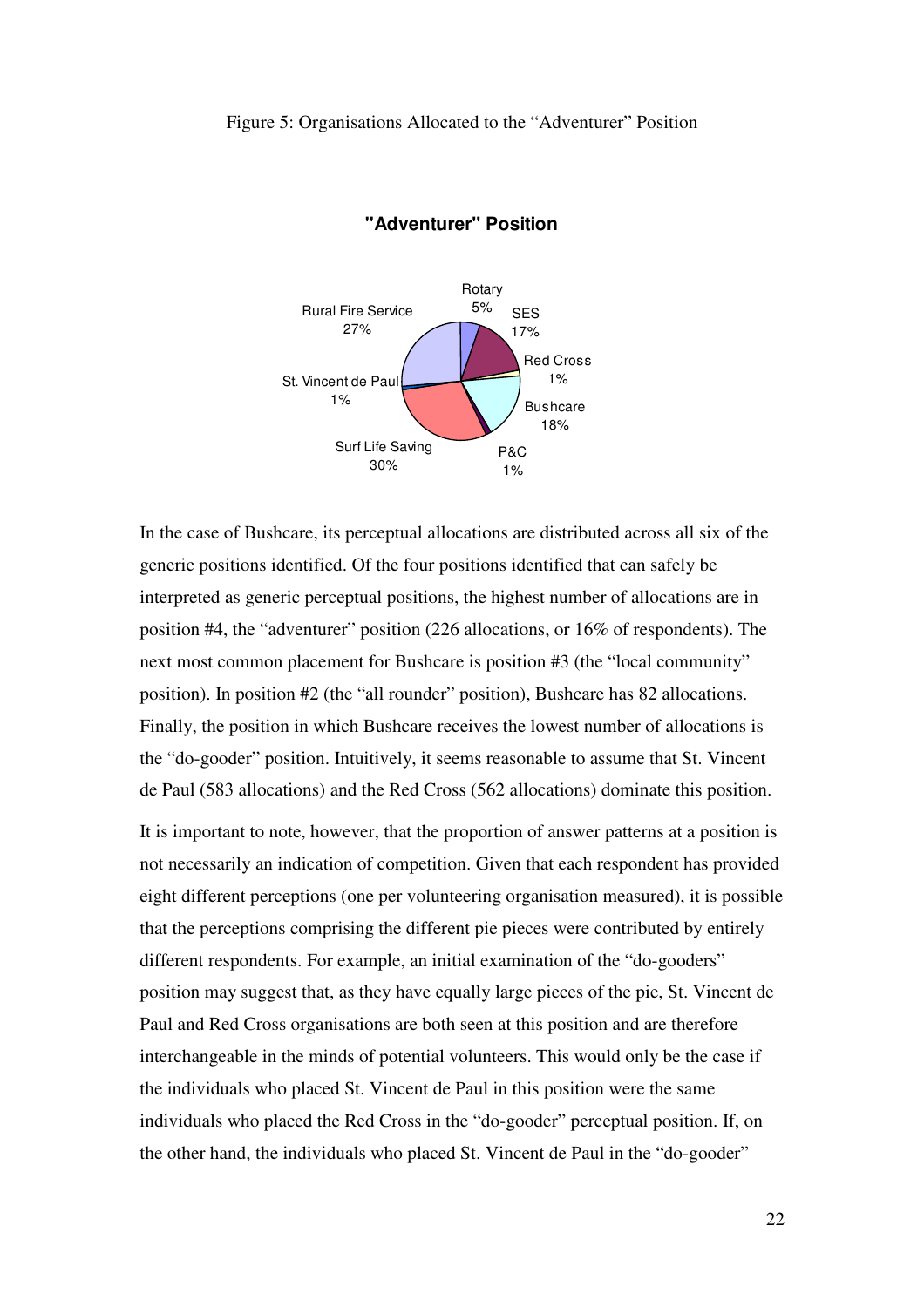Figure 5: Organisations Allocated to the "Adventurer" Position

"Adventurer" Position

Rotary
5%
SES
17%
Red Cross
1%
Bushcare
18%
P&C
1%
Surf Life Saving
30%
St. Vincent de Paul
1%
Rural Fire Service
27%

In the case of Bushcare, its perceptual allocations are distributed across all six of the generic positions identified. Of the four positions identified that can safely be interpreted as generic perceptual positions, the highest number of allocations are in position #4, the "adventurer" position (226 allocations, or 16% of respondents). The next most common placement for Bushcare is position #3 (the "local community" position). In position #2 (the "all rounder" position), Bushcare has 82 allocations. Finally, the position in which Bushcare receives the lowest number of allocations is the "do-gooder" position. Intuitively, it seems reasonable to assume that St. Vincent de Paul (583 allocations) and the Red Cross (562 allocations) dominate this position.

It is important to note, however, that the proportion of answer patterns at a position is not necessarily an indication of competition. Given that each respondent has provided eight different perceptions (one per volunteering organisation measured), it is possible that the perceptions comprising the different pie pieces were contributed by entirely different respondents. For example, an initial examination of the "do-gooders" position may suggest that, as they have equally large pieces of the pie, St. Vincent de Paul and Red Cross organisations are both seen at this position and are therefore interchangeable in the minds of potential volunteers. This would only be the case if the individuals who placed St. Vincent de Paul in this position were the same individuals who placed the Red Cross in the "do-gooder" perceptual position. If, on the other hand, the individuals who placed St. Vincent de Paul in the "do-gooder"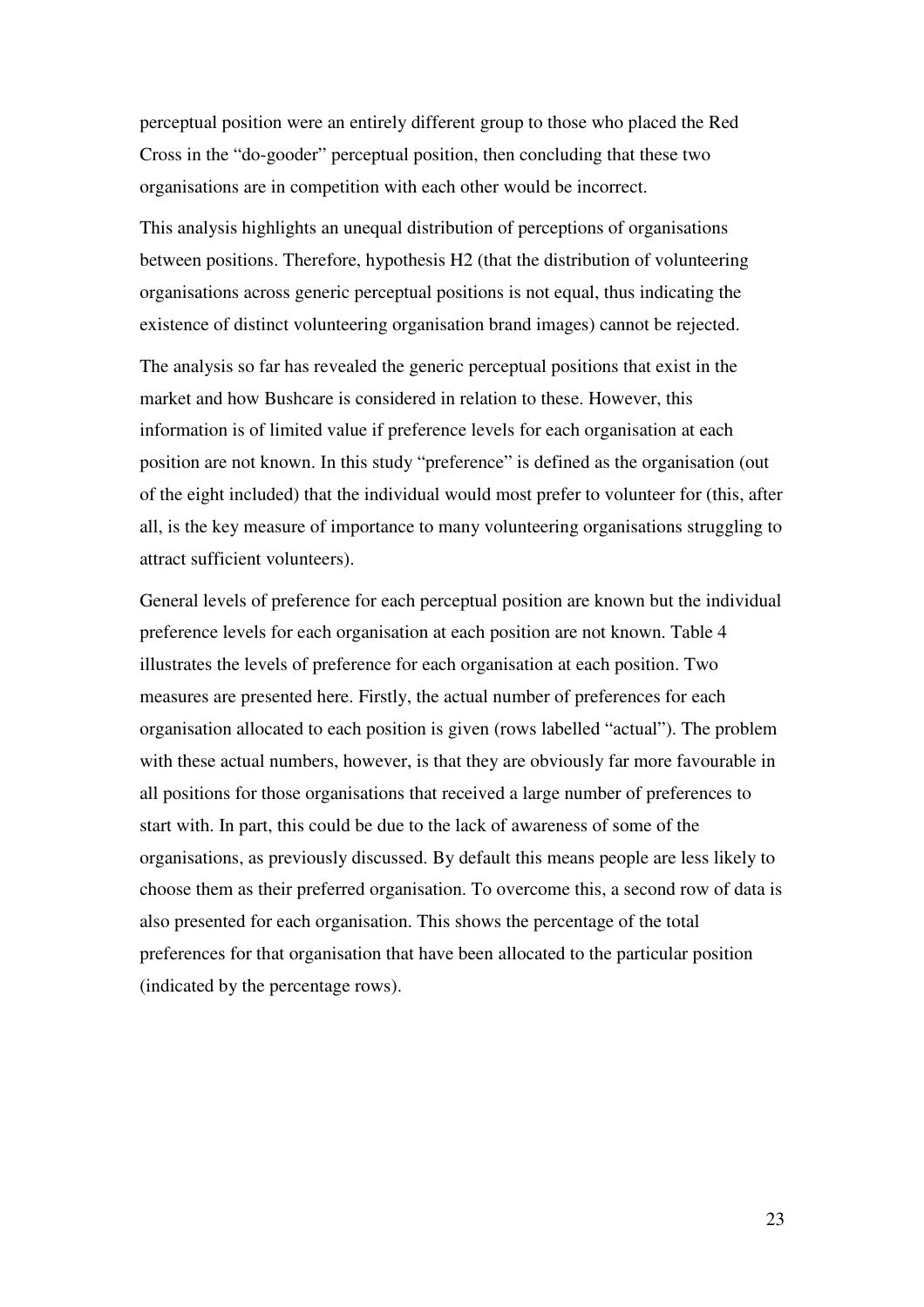perceptual position were an entirely different group to those who placed the Red Cross in the "do-gooder" perceptual position, then concluding that these two organisations are in competition with each other would be incorrect.

This analysis highlights an unequal distribution of perceptions of organisations between positions. Therefore, hypothesis H2 (that the distribution of volunteering organisations across generic perceptual positions is not equal, thus indicating the existence of distinct volunteering organisation brand images) cannot be rejected.

The analysis so far has revealed the generic perceptual positions that exist in the market and how Bushcare is considered in relation to these. However, this information is of limited value if preference levels for each organisation at each position are not known. In this study "preference" is defined as the organisation (out of the eight included) that the individual would most prefer to volunteer for (this, after all, is the key measure of importance to many volunteering organisations struggling to attract sufficient volunteers).

General levels of preference for each perceptual position are known but the individual preference levels for each organisation at each position are not known. Table 4 illustrates the levels of preference for each organisation at each position. Two measures are presented here. Firstly, the actual number of preferences for each organisation allocated to each position is given (rows labelled "actual"). The problem with these actual numbers, however, is that they are obviously far more favourable in all positions for those organisations that received a large number of preferences to start with. In part, this could be due to the lack of awareness of some of the organisations, as previously discussed. By default this means people are less likely to choose them as their preferred organisation. To overcome this, a second row of data is also presented for each organisation. This shows the percentage of the total preferences for that organisation that have been allocated to the particular position (indicated by the percentage rows).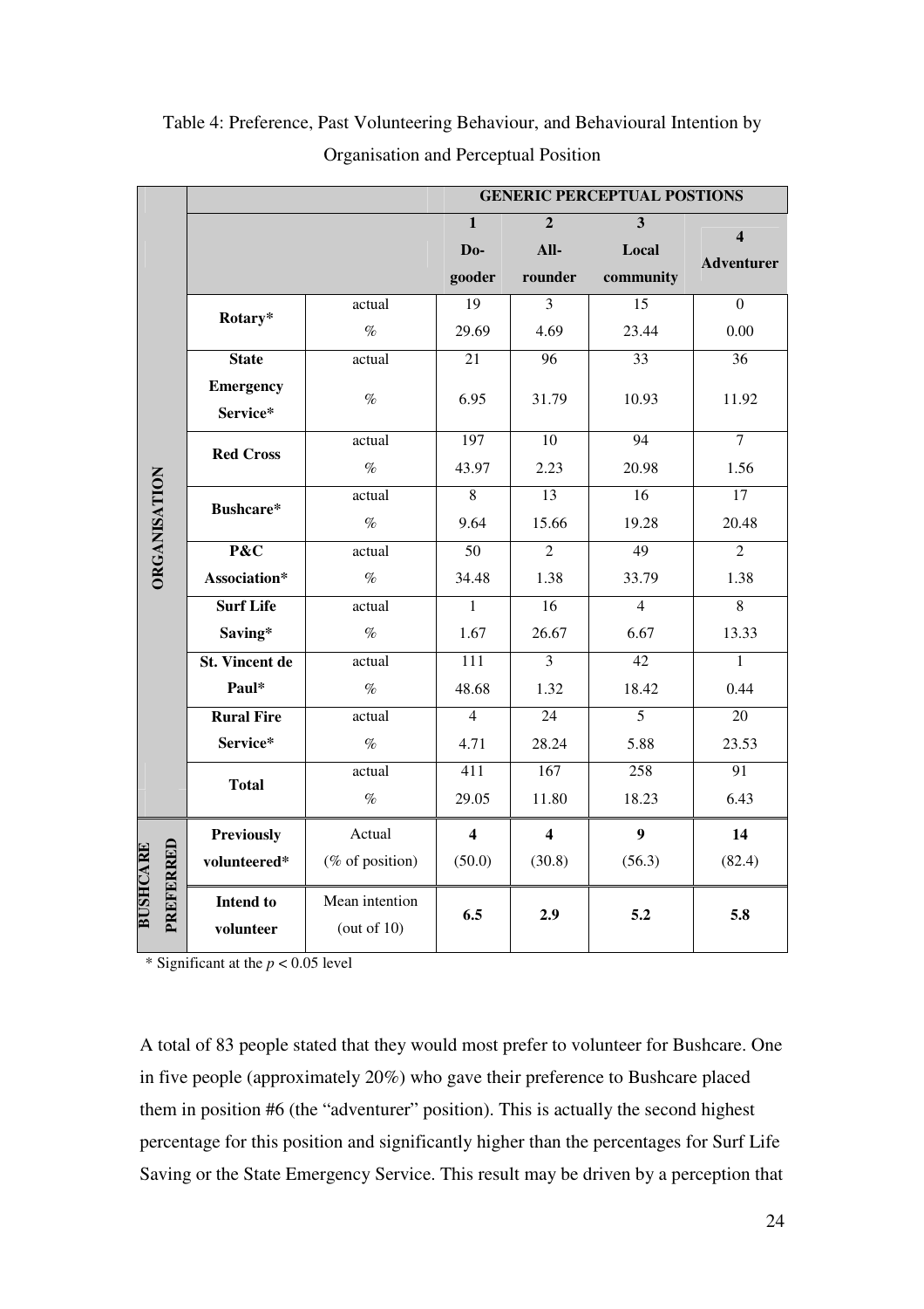Table 4: Preference, Past Volunteering Behaviour, and Behavioural Intention by Organisation and Perceptual Position

| | | | GENERIC PERCEPTUAL POSTIONS | | | |
|---|---|---|---|---|---|---|
| | | | 1 Do-gooder | 2 All-rounder | 3 Local community | 4 Adventurer |
| ORGANISATION | Rotary* | actual | 19 | 3 | 15 | 0 |
| | | % | 29.69 | 4.69 | 23.44 | 0.00 |
| | State Emergency Service* | actual | 21 | 96 | 33 | 36 |
| | | % | 6.95 | 31.79 | 10.93 | 11.92 |
| | Red Cross | actual | 197 | 10 | 94 | 7 |
| | | % | 43.97 | 2.23 | 20.98 | 1.56 |
| | Bushcare* | actual | 8 | 13 | 16 | 17 |
| | | % | 9.64 | 15.66 | 19.28 | 20.48 |
| | P&C Association* | actual | 50 | 2 | 49 | 2 |
| | | % | 34.48 | 1.38 | 33.79 | 1.38 |
| | Surf Life Saving* | actual | 1 | 16 | 4 | 8 |
| | | % | 1.67 | 26.67 | 6.67 | 13.33 |
| | St. Vincent de Paul* | actual | 111 | 3 | 42 | 1 |
| | | % | 48.68 | 1.32 | 18.42 | 0.44 |
| | Rural Fire Service* | actual | 4 | 24 | 5 | 20 |
| | | % | 4.71 | 28.24 | 5.88 | 23.53 |
| | Total | actual | 411 | 167 | 258 | 91 |
| | | % | 29.05 | 11.80 | 18.23 | 6.43 |
| BUSHCARE PREFERRED | Previously volunteered* | Actual (% of position) | **4** (50.0) | **4** (30.8) | **9** (56.3) | **14** (82.4) |
| | Intend to volunteer | Mean intention (out of 10) | **6.5** | **2.9** | **5.2** | **5.8** |

\* Significant at the $p < 0.05$ level

A total of 83 people stated that they would most prefer to volunteer for Bushcare. One in five people (approximately 20%) who gave their preference to Bushcare placed them in position #6 (the "adventurer" position). This is actually the second highest percentage for this position and significantly higher than the percentages for Surf Life Saving or the State Emergency Service. This result may be driven by a perception that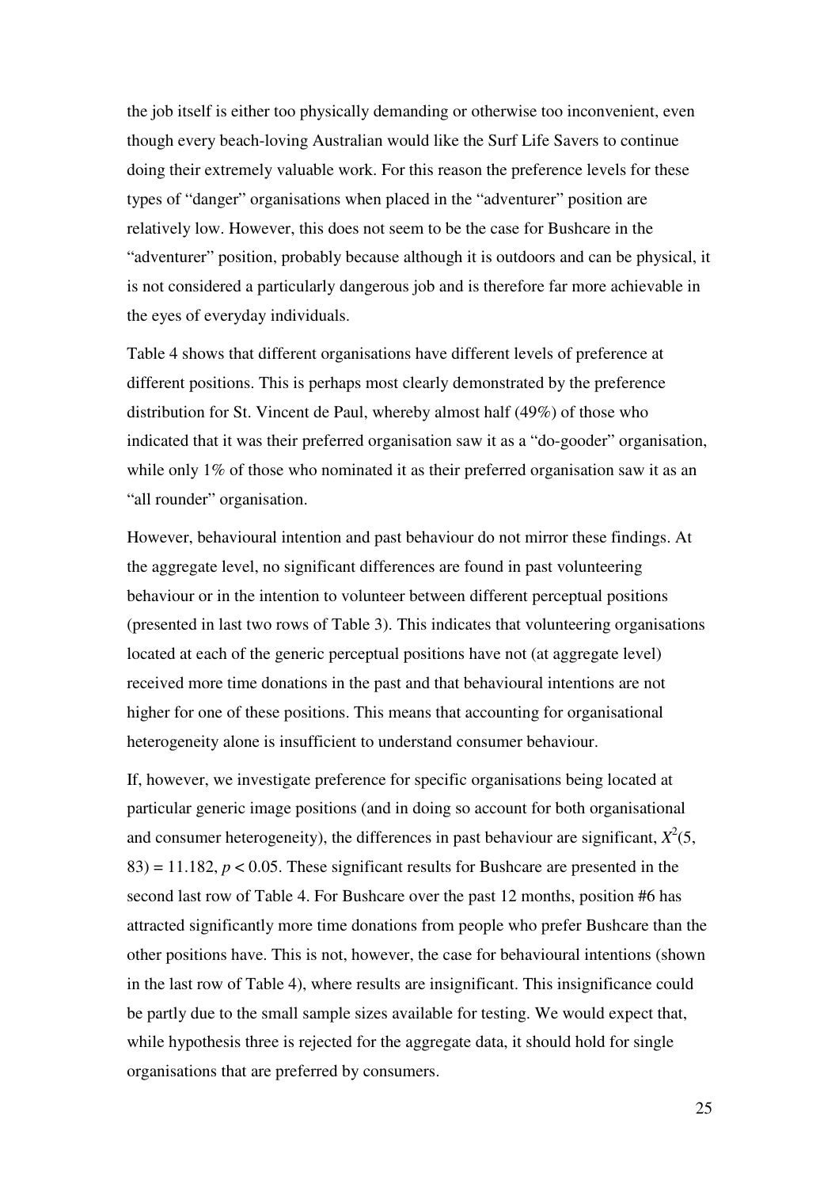the job itself is either too physically demanding or otherwise too inconvenient, even though every beach-loving Australian would like the Surf Life Savers to continue doing their extremely valuable work. For this reason the preference levels for these types of "danger" organisations when placed in the "adventurer" position are relatively low. However, this does not seem to be the case for Bushcare in the "adventurer" position, probably because although it is outdoors and can be physical, it is not considered a particularly dangerous job and is therefore far more achievable in the eyes of everyday individuals.

Table 4 shows that different organisations have different levels of preference at different positions. This is perhaps most clearly demonstrated by the preference distribution for St. Vincent de Paul, whereby almost half (49%) of those who indicated that it was their preferred organisation saw it as a "do-gooder" organisation, while only 1% of those who nominated it as their preferred organisation saw it as an "all rounder" organisation.

However, behavioural intention and past behaviour do not mirror these findings. At the aggregate level, no significant differences are found in past volunteering behaviour or in the intention to volunteer between different perceptual positions (presented in last two rows of Table 3). This indicates that volunteering organisations located at each of the generic perceptual positions have not (at aggregate level) received more time donations in the past and that behavioural intentions are not higher for one of these positions. This means that accounting for organisational heterogeneity alone is insufficient to understand consumer behaviour.

If, however, we investigate preference for specific organisations being located at particular generic image positions (and in doing so account for both organisational and consumer heterogeneity), the differences in past behaviour are significant, $X^2(5, 83) = 11.182$, $p < 0.05$. These significant results for Bushcare are presented in the second last row of Table 4. For Bushcare over the past 12 months, position #6 has attracted significantly more time donations from people who prefer Bushcare than the other positions have. This is not, however, the case for behavioural intentions (shown in the last row of Table 4), where results are insignificant. This insignificance could be partly due to the small sample sizes available for testing. We would expect that, while hypothesis three is rejected for the aggregate data, it should hold for single organisations that are preferred by consumers.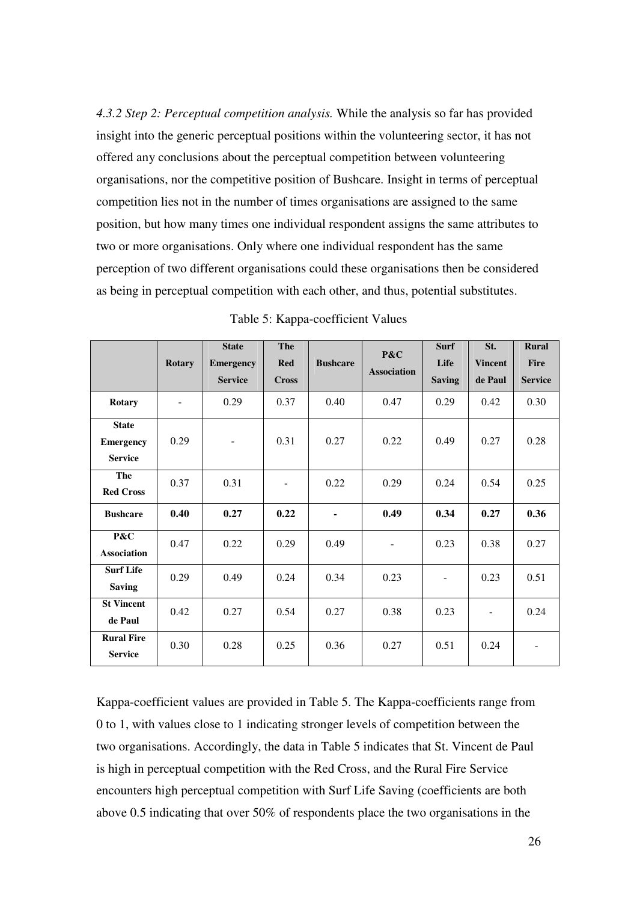*4.3.2 Step 2: Perceptual competition analysis.* While the analysis so far has provided insight into the generic perceptual positions within the volunteering sector, it has not offered any conclusions about the perceptual competition between volunteering organisations, nor the competitive position of Bushcare. Insight in terms of perceptual competition lies not in the number of times organisations are assigned to the same position, but how many times one individual respondent assigns the same attributes to two or more organisations. Only where one individual respondent has the same perception of two different organisations could these organisations then be considered as being in perceptual competition with each other, and thus, potential substitutes.

Table 5: Kappa-coefficient Values

| | **Rotary** | **State Emergency Service** | **The Red Cross** | **Bushcare** | **P&C Association** | **Surf Life Saving** | **St. Vincent de Paul** | **Rural Fire Service** |
|---|---|---|---|---|---|---|---|---|
| **Rotary** | - | 0.29 | 0.37 | 0.40 | 0.47 | 0.29 | 0.42 | 0.30 |
| **State Emergency Service** | 0.29 | - | 0.31 | 0.27 | 0.22 | 0.49 | 0.27 | 0.28 |
| **The Red Cross** | 0.37 | 0.31 | - | 0.22 | 0.29 | 0.24 | 0.54 | 0.25 |
| **Bushcare** | **0.40** | **0.27** | **0.22** | **-** | **0.49** | **0.34** | **0.27** | **0.36** |
| **P&C Association** | 0.47 | 0.22 | 0.29 | 0.49 | - | 0.23 | 0.38 | 0.27 |
| **Surf Life Saving** | 0.29 | 0.49 | 0.24 | 0.34 | 0.23 | - | 0.23 | 0.51 |
| **St Vincent de Paul** | 0.42 | 0.27 | 0.54 | 0.27 | 0.38 | 0.23 | - | 0.24 |
| **Rural Fire Service** | 0.30 | 0.28 | 0.25 | 0.36 | 0.27 | 0.51 | 0.24 | - |

Kappa-coefficient values are provided in Table 5. The Kappa-coefficients range from 0 to 1, with values close to 1 indicating stronger levels of competition between the two organisations. Accordingly, the data in Table 5 indicates that St. Vincent de Paul is high in perceptual competition with the Red Cross, and the Rural Fire Service encounters high perceptual competition with Surf Life Saving (coefficients are both above 0.5 indicating that over 50% of respondents place the two organisations in the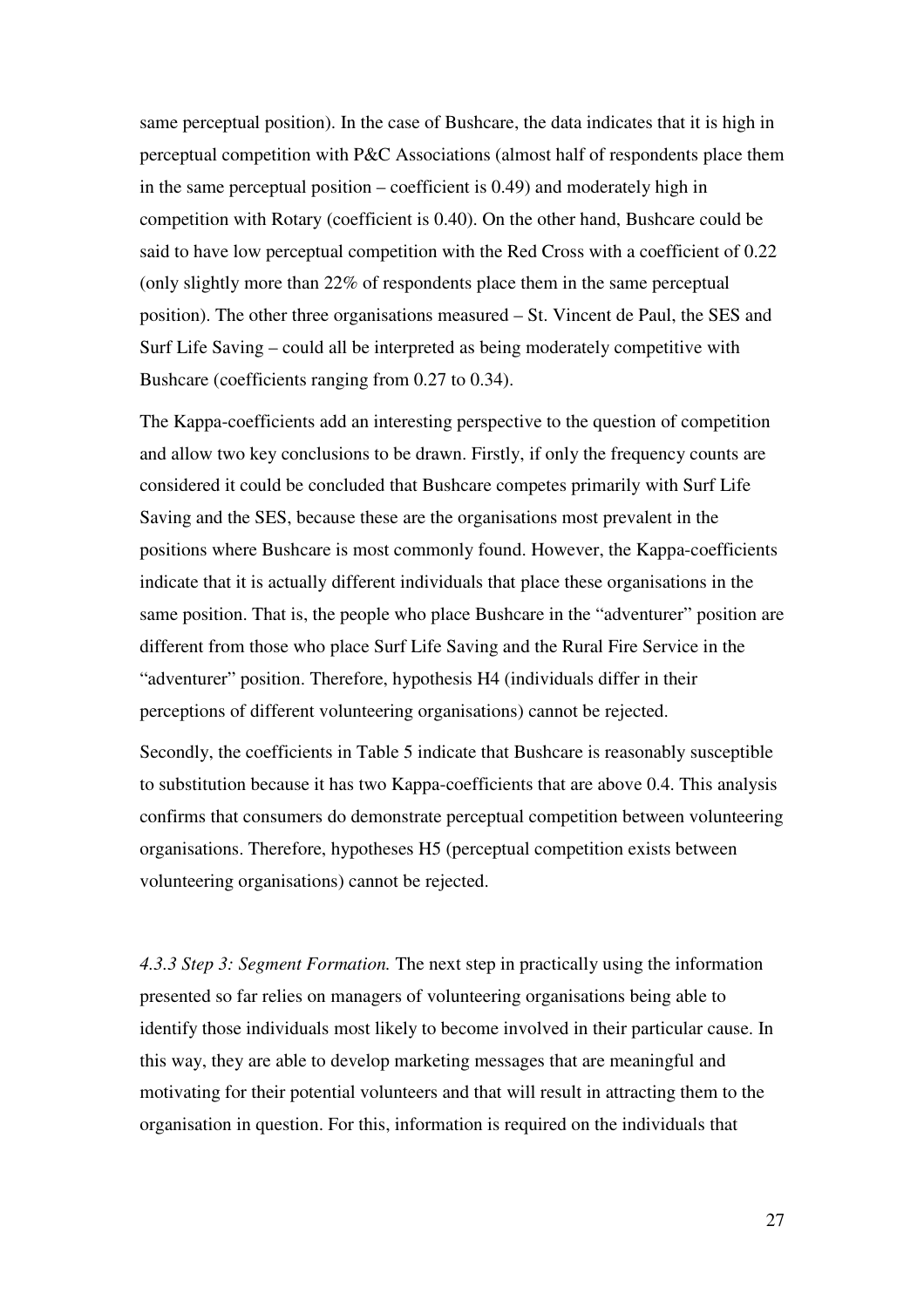same perceptual position). In the case of Bushcare, the data indicates that it is high in perceptual competition with P&C Associations (almost half of respondents place them in the same perceptual position – coefficient is 0.49) and moderately high in competition with Rotary (coefficient is 0.40). On the other hand, Bushcare could be said to have low perceptual competition with the Red Cross with a coefficient of 0.22 (only slightly more than 22% of respondents place them in the same perceptual position). The other three organisations measured – St. Vincent de Paul, the SES and Surf Life Saving – could all be interpreted as being moderately competitive with Bushcare (coefficients ranging from 0.27 to 0.34).

The Kappa-coefficients add an interesting perspective to the question of competition and allow two key conclusions to be drawn. Firstly, if only the frequency counts are considered it could be concluded that Bushcare competes primarily with Surf Life Saving and the SES, because these are the organisations most prevalent in the positions where Bushcare is most commonly found. However, the Kappa-coefficients indicate that it is actually different individuals that place these organisations in the same position. That is, the people who place Bushcare in the "adventurer" position are different from those who place Surf Life Saving and the Rural Fire Service in the "adventurer" position. Therefore, hypothesis H4 (individuals differ in their perceptions of different volunteering organisations) cannot be rejected.

Secondly, the coefficients in Table 5 indicate that Bushcare is reasonably susceptible to substitution because it has two Kappa-coefficients that are above 0.4. This analysis confirms that consumers do demonstrate perceptual competition between volunteering organisations. Therefore, hypotheses H5 (perceptual competition exists between volunteering organisations) cannot be rejected.

*4.3.3 Step 3: Segment Formation.* The next step in practically using the information presented so far relies on managers of volunteering organisations being able to identify those individuals most likely to become involved in their particular cause. In this way, they are able to develop marketing messages that are meaningful and motivating for their potential volunteers and that will result in attracting them to the organisation in question. For this, information is required on the individuals that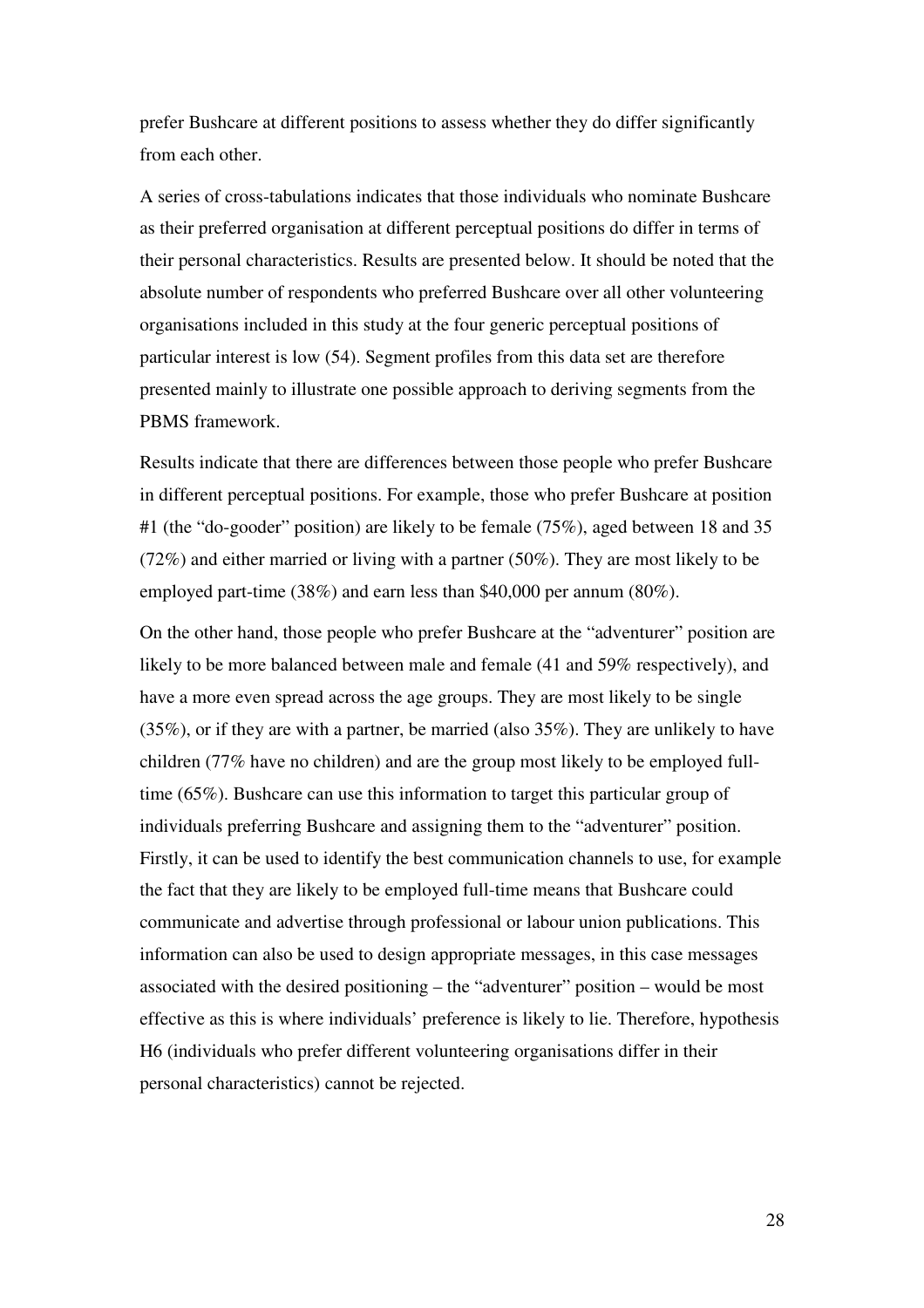prefer Bushcare at different positions to assess whether they do differ significantly from each other.

A series of cross-tabulations indicates that those individuals who nominate Bushcare as their preferred organisation at different perceptual positions do differ in terms of their personal characteristics. Results are presented below. It should be noted that the absolute number of respondents who preferred Bushcare over all other volunteering organisations included in this study at the four generic perceptual positions of particular interest is low (54). Segment profiles from this data set are therefore presented mainly to illustrate one possible approach to deriving segments from the PBMS framework.

Results indicate that there are differences between those people who prefer Bushcare in different perceptual positions. For example, those who prefer Bushcare at position #1 (the "do-gooder" position) are likely to be female (75%), aged between 18 and 35 (72%) and either married or living with a partner (50%). They are most likely to be employed part-time (38%) and earn less than $40,000 per annum (80%).

On the other hand, those people who prefer Bushcare at the "adventurer" position are likely to be more balanced between male and female (41 and 59% respectively), and have a more even spread across the age groups. They are most likely to be single (35%), or if they are with a partner, be married (also 35%). They are unlikely to have children (77% have no children) and are the group most likely to be employed full-time (65%). Bushcare can use this information to target this particular group of individuals preferring Bushcare and assigning them to the "adventurer" position. Firstly, it can be used to identify the best communication channels to use, for example the fact that they are likely to be employed full-time means that Bushcare could communicate and advertise through professional or labour union publications. This information can also be used to design appropriate messages, in this case messages associated with the desired positioning – the "adventurer" position – would be most effective as this is where individuals' preference is likely to lie. Therefore, hypothesis H6 (individuals who prefer different volunteering organisations differ in their personal characteristics) cannot be rejected.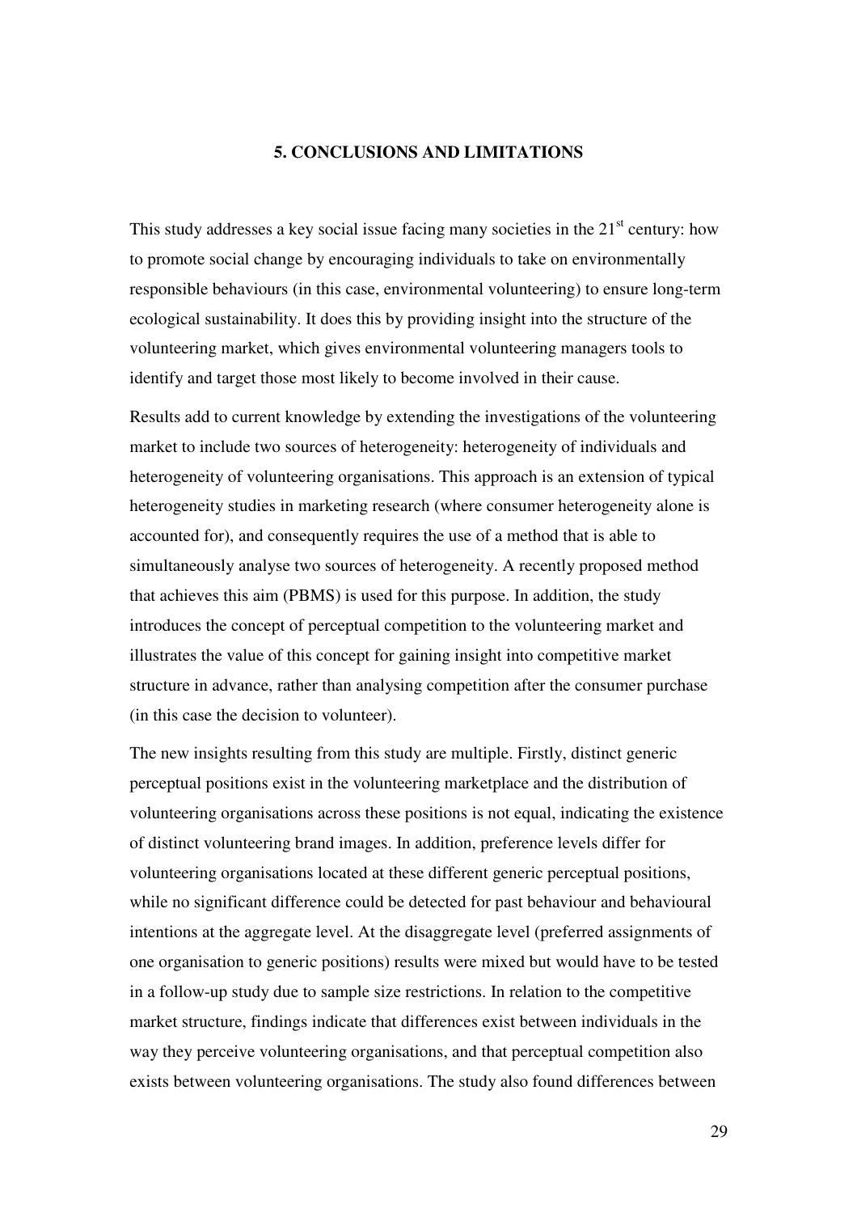## 5. CONCLUSIONS AND LIMITATIONS

This study addresses a key social issue facing many societies in the 21st century: how to promote social change by encouraging individuals to take on environmentally responsible behaviours (in this case, environmental volunteering) to ensure long-term ecological sustainability. It does this by providing insight into the structure of the volunteering market, which gives environmental volunteering managers tools to identify and target those most likely to become involved in their cause.

Results add to current knowledge by extending the investigations of the volunteering market to include two sources of heterogeneity: heterogeneity of individuals and heterogeneity of volunteering organisations. This approach is an extension of typical heterogeneity studies in marketing research (where consumer heterogeneity alone is accounted for), and consequently requires the use of a method that is able to simultaneously analyse two sources of heterogeneity. A recently proposed method that achieves this aim (PBMS) is used for this purpose. In addition, the study introduces the concept of perceptual competition to the volunteering market and illustrates the value of this concept for gaining insight into competitive market structure in advance, rather than analysing competition after the consumer purchase (in this case the decision to volunteer).

The new insights resulting from this study are multiple. Firstly, distinct generic perceptual positions exist in the volunteering marketplace and the distribution of volunteering organisations across these positions is not equal, indicating the existence of distinct volunteering brand images. In addition, preference levels differ for volunteering organisations located at these different generic perceptual positions, while no significant difference could be detected for past behaviour and behavioural intentions at the aggregate level. At the disaggregate level (preferred assignments of one organisation to generic positions) results were mixed but would have to be tested in a follow-up study due to sample size restrictions. In relation to the competitive market structure, findings indicate that differences exist between individuals in the way they perceive volunteering organisations, and that perceptual competition also exists between volunteering organisations. The study also found differences between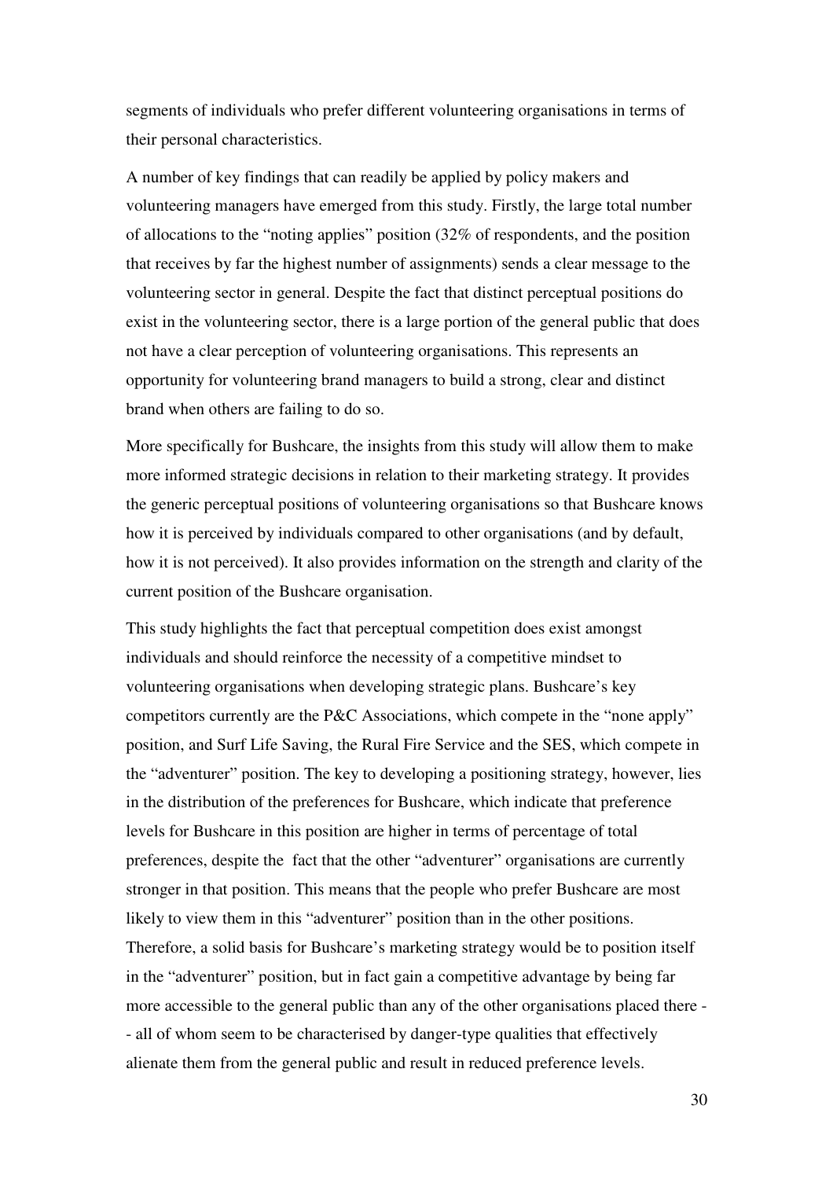segments of individuals who prefer different volunteering organisations in terms of their personal characteristics.

A number of key findings that can readily be applied by policy makers and volunteering managers have emerged from this study. Firstly, the large total number of allocations to the "noting applies" position (32% of respondents, and the position that receives by far the highest number of assignments) sends a clear message to the volunteering sector in general. Despite the fact that distinct perceptual positions do exist in the volunteering sector, there is a large portion of the general public that does not have a clear perception of volunteering organisations. This represents an opportunity for volunteering brand managers to build a strong, clear and distinct brand when others are failing to do so.

More specifically for Bushcare, the insights from this study will allow them to make more informed strategic decisions in relation to their marketing strategy. It provides the generic perceptual positions of volunteering organisations so that Bushcare knows how it is perceived by individuals compared to other organisations (and by default, how it is not perceived). It also provides information on the strength and clarity of the current position of the Bushcare organisation.

This study highlights the fact that perceptual competition does exist amongst individuals and should reinforce the necessity of a competitive mindset to volunteering organisations when developing strategic plans. Bushcare's key competitors currently are the P&C Associations, which compete in the "none apply" position, and Surf Life Saving, the Rural Fire Service and the SES, which compete in the "adventurer" position. The key to developing a positioning strategy, however, lies in the distribution of the preferences for Bushcare, which indicate that preference levels for Bushcare in this position are higher in terms of percentage of total preferences, despite the fact that the other "adventurer" organisations are currently stronger in that position. This means that the people who prefer Bushcare are most likely to view them in this "adventurer" position than in the other positions. Therefore, a solid basis for Bushcare's marketing strategy would be to position itself in the "adventurer" position, but in fact gain a competitive advantage by being far more accessible to the general public than any of the other organisations placed there -- all of whom seem to be characterised by danger-type qualities that effectively alienate them from the general public and result in reduced preference levels.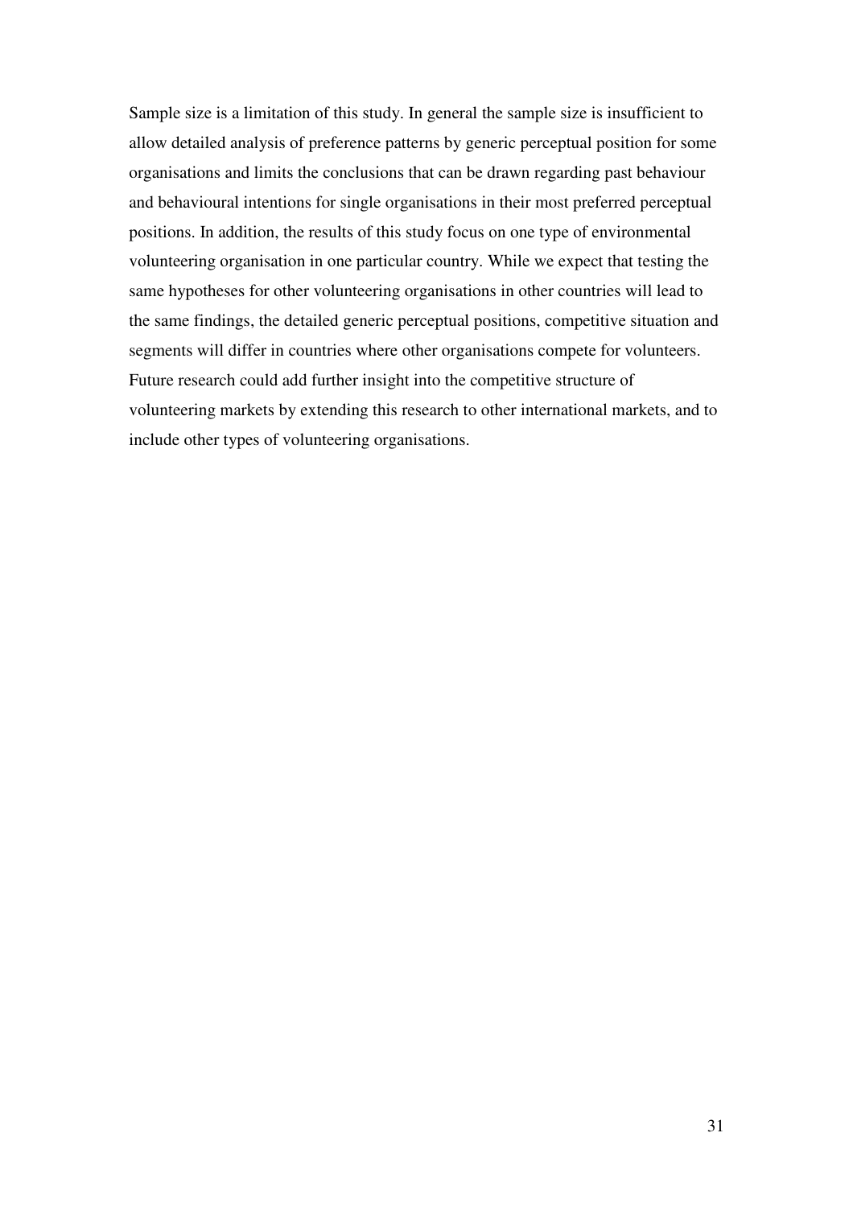Sample size is a limitation of this study. In general the sample size is insufficient to allow detailed analysis of preference patterns by generic perceptual position for some organisations and limits the conclusions that can be drawn regarding past behaviour and behavioural intentions for single organisations in their most preferred perceptual positions. In addition, the results of this study focus on one type of environmental volunteering organisation in one particular country. While we expect that testing the same hypotheses for other volunteering organisations in other countries will lead to the same findings, the detailed generic perceptual positions, competitive situation and segments will differ in countries where other organisations compete for volunteers. Future research could add further insight into the competitive structure of volunteering markets by extending this research to other international markets, and to include other types of volunteering organisations.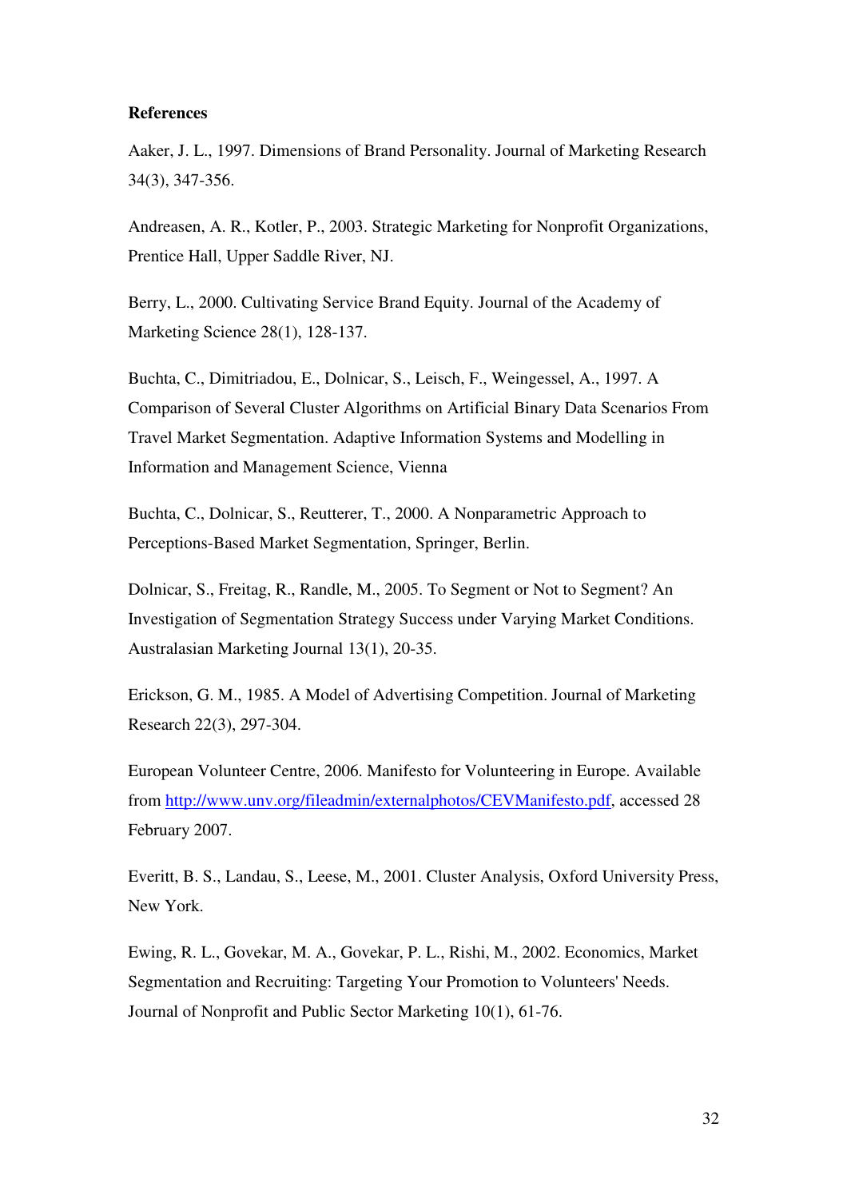**References**

Aaker, J. L., 1997. Dimensions of Brand Personality. Journal of Marketing Research 34(3), 347-356.

Andreasen, A. R., Kotler, P., 2003. Strategic Marketing for Nonprofit Organizations, Prentice Hall, Upper Saddle River, NJ.

Berry, L., 2000. Cultivating Service Brand Equity. Journal of the Academy of Marketing Science 28(1), 128-137.

Buchta, C., Dimitriadou, E., Dolnicar, S., Leisch, F., Weingessel, A., 1997. A Comparison of Several Cluster Algorithms on Artificial Binary Data Scenarios From Travel Market Segmentation. Adaptive Information Systems and Modelling in Information and Management Science, Vienna

Buchta, C., Dolnicar, S., Reutterer, T., 2000. A Nonparametric Approach to Perceptions-Based Market Segmentation, Springer, Berlin.

Dolnicar, S., Freitag, R., Randle, M., 2005. To Segment or Not to Segment? An Investigation of Segmentation Strategy Success under Varying Market Conditions. Australasian Marketing Journal 13(1), 20-35.

Erickson, G. M., 1985. A Model of Advertising Competition. Journal of Marketing Research 22(3), 297-304.

European Volunteer Centre, 2006. Manifesto for Volunteering in Europe. Available from http://www.unv.org/fileadmin/externalphotos/CEVManifesto.pdf, accessed 28 February 2007.

Everitt, B. S., Landau, S., Leese, M., 2001. Cluster Analysis, Oxford University Press, New York.

Ewing, R. L., Govekar, M. A., Govekar, P. L., Rishi, M., 2002. Economics, Market Segmentation and Recruiting: Targeting Your Promotion to Volunteers' Needs. Journal of Nonprofit and Public Sector Marketing 10(1), 61-76.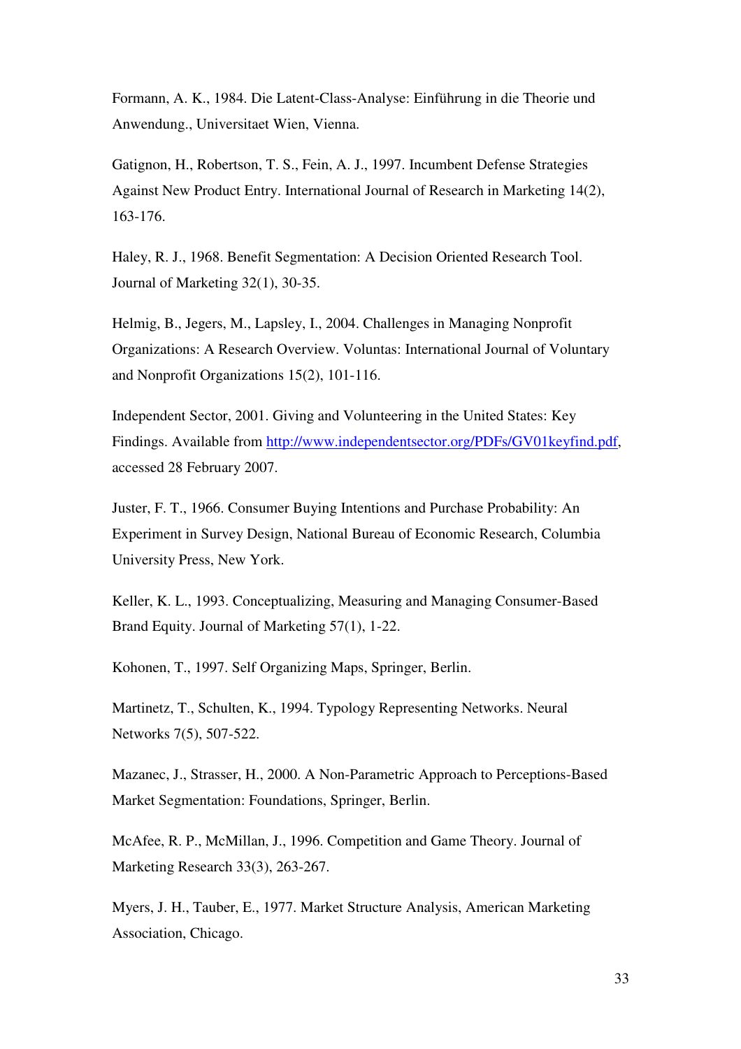Formann, A. K., 1984. Die Latent-Class-Analyse: Einführung in die Theorie und Anwendung., Universitaet Wien, Vienna.

Gatignon, H., Robertson, T. S., Fein, A. J., 1997. Incumbent Defense Strategies Against New Product Entry. International Journal of Research in Marketing 14(2), 163-176.

Haley, R. J., 1968. Benefit Segmentation: A Decision Oriented Research Tool. Journal of Marketing 32(1), 30-35.

Helmig, B., Jegers, M., Lapsley, I., 2004. Challenges in Managing Nonprofit Organizations: A Research Overview. Voluntas: International Journal of Voluntary and Nonprofit Organizations 15(2), 101-116.

Independent Sector, 2001. Giving and Volunteering in the United States: Key Findings. Available from http://www.independentsector.org/PDFs/GV01keyfind.pdf, accessed 28 February 2007.

Juster, F. T., 1966. Consumer Buying Intentions and Purchase Probability: An Experiment in Survey Design, National Bureau of Economic Research, Columbia University Press, New York.

Keller, K. L., 1993. Conceptualizing, Measuring and Managing Consumer-Based Brand Equity. Journal of Marketing 57(1), 1-22.

Kohonen, T., 1997. Self Organizing Maps, Springer, Berlin.

Martinetz, T., Schulten, K., 1994. Typology Representing Networks. Neural Networks 7(5), 507-522.

Mazanec, J., Strasser, H., 2000. A Non-Parametric Approach to Perceptions-Based Market Segmentation: Foundations, Springer, Berlin.

McAfee, R. P., McMillan, J., 1996. Competition and Game Theory. Journal of Marketing Research 33(3), 263-267.

Myers, J. H., Tauber, E., 1977. Market Structure Analysis, American Marketing Association, Chicago.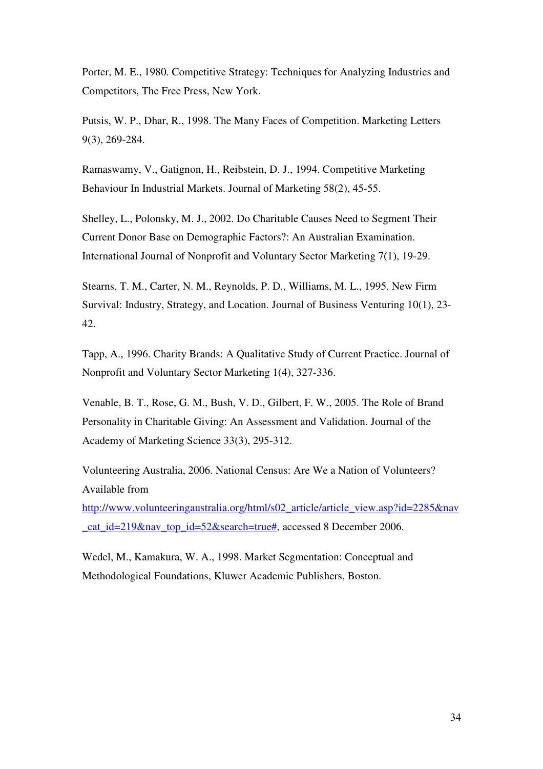Porter, M. E., 1980. Competitive Strategy: Techniques for Analyzing Industries and Competitors, The Free Press, New York.

Putsis, W. P., Dhar, R., 1998. The Many Faces of Competition. Marketing Letters 9(3), 269-284.

Ramaswamy, V., Gatignon, H., Reibstein, D. J., 1994. Competitive Marketing Behaviour In Industrial Markets. Journal of Marketing 58(2), 45-55.

Shelley, L., Polonsky, M. J., 2002. Do Charitable Causes Need to Segment Their Current Donor Base on Demographic Factors?: An Australian Examination. International Journal of Nonprofit and Voluntary Sector Marketing 7(1), 19-29.

Stearns, T. M., Carter, N. M., Reynolds, P. D., Williams, M. L., 1995. New Firm Survival: Industry, Strategy, and Location. Journal of Business Venturing 10(1), 23-42.

Tapp, A., 1996. Charity Brands: A Qualitative Study of Current Practice. Journal of Nonprofit and Voluntary Sector Marketing 1(4), 327-336.

Venable, B. T., Rose, G. M., Bush, V. D., Gilbert, F. W., 2005. The Role of Brand Personality in Charitable Giving: An Assessment and Validation. Journal of the Academy of Marketing Science 33(3), 295-312.

Volunteering Australia, 2006. National Census: Are We a Nation of Volunteers? Available from http://www.volunteeringaustralia.org/html/s02_article/article_view.asp?id=2285&nav_cat_id=219&nav_top_id=52&search=true#, accessed 8 December 2006.

Wedel, M., Kamakura, W. A., 1998. Market Segmentation: Conceptual and Methodological Foundations, Kluwer Academic Publishers, Boston.